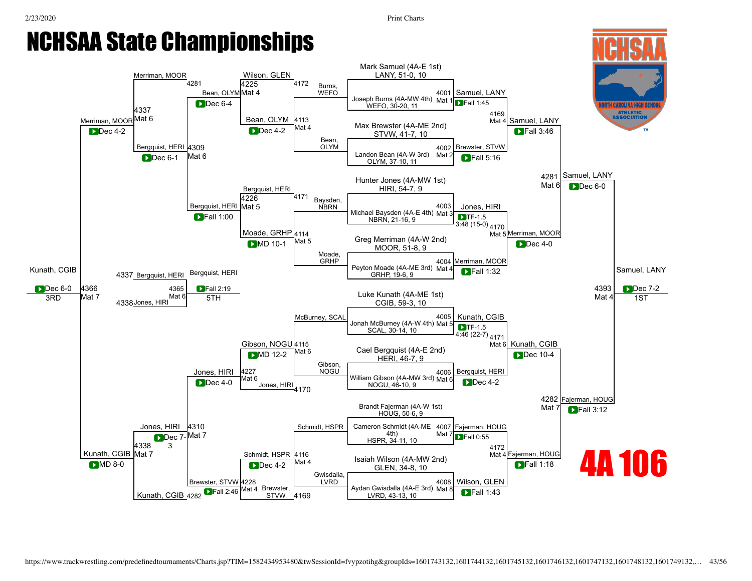# NCHSAA State Championships

## 4A 106

### Championship Bracket

**First Round**

| Bout | Mat | Wrestler 1 | Wrestler 2 | Winner | Result |
|---|---|---|---|---|---|
| 4001 | Mat 1 | Mark Samuel (4A-E 1st), LANY, 51-0, 10 | Joseph Burns (4A-MW 4th), WEFO, 30-20, 11 | Samuel, LANY | Fall 1:45 |
| 4002 | Mat 2 | Max Brewster (4A-ME 2nd), STVW, 41-7, 10 | Landon Bean (4A-W 3rd), OLYM, 37-10, 11 | Brewster, STVW | Fall 5:16 |
| 4003 | Mat 3 | Hunter Jones (4A-MW 1st), HIRI, 54-7, 9 | Michael Baysden (4A-E 4th), NBRN, 21-16, 9 | Jones, HIRI | TF-1.5 3:48 (15-0) |
| 4004 | Mat 4 | Greg Merriman (4A-W 2nd), MOOR, 51-8, 9 | Peyton Moade (4A-ME 3rd), GRHP, 19-6, 9 | Merriman, MOOR | Fall 1:32 |
| 4005 | Mat 5 | Luke Kunath (4A-ME 1st), CGIB, 59-3, 10 | Jonah McBurney (4A-W 4th), SCAL, 30-14, 10 | Kunath, CGIB | TF-1.5 4:46 (22-7) |
| 4006 | Mat 6 | Cael Bergquist (4A-E 2nd), HERI, 46-7, 9 | William Gibson (4A-MW 3rd), NOGU, 46-10, 9 | Bergquist, HERI | Dec 4-2 |
| 4007 | Mat 7 | Brandt Fajerman (4A-W 1st), HOUG, 50-6, 9 | Cameron Schmidt (4A-ME 4th), HSPR, 34-11, 10 | Fajerman, HOUG | Fall 0:55 |
| 4008 | Mat 8 | Isaiah Wilson (4A-MW 2nd), GLEN, 34-8, 10 | Aydan Gwisdalla (4A-E 3rd), LVRD, 43-13, 10 | Wilson, GLEN | Fall 1:43 |

**Quarterfinals**

| Bout | Mat | Wrestler 1 | Wrestler 2 | Winner | Result |
|---|---|---|---|---|---|
| 4169 | Mat 4 | Samuel, LANY | Brewster, STVW | Samuel, LANY | Fall 3:46 |
| 4170 | Mat 5 | Jones, HIRI | Merriman, MOOR | Merriman, MOOR | Dec 4-0 |
| 4171 | Mat 6 | Kunath, CGIB | Bergquist, HERI | Kunath, CGIB | Dec 10-4 |
| 4172 | Mat 4 | Fajerman, HOUG | Wilson, GLEN | Fajerman, HOUG | Fall 1:18 |

**Semifinals**

| Bout | Mat | Wrestler 1 | Wrestler 2 | Winner | Result |
|---|---|---|---|---|---|
| 4281 | Mat 6 | Samuel, LANY | Merriman, MOOR | Samuel, LANY | Dec 6-0 |
| 4282 | Mat 7 | Kunath, CGIB | Fajerman, HOUG | Fajerman, HOUG | Fall 3:12 |

**1st Place**

| Bout | Mat | Wrestler 1 | Wrestler 2 | Winner | Result |
|---|---|---|---|---|---|
| 4393 | Mat 4 | Samuel, LANY | Fajerman, HOUG | Samuel, LANY | Dec 7-2 |

**1ST: Samuel, LANY**

### Consolation Bracket

**Consolation First Round**

| Bout | Mat | Wrestler 1 | Wrestler 2 | Winner | Result |
|---|---|---|---|---|---|
| 4113 | Mat 4 | Burns, WEFO | Bean, OLYM | Bean, OLYM | Dec 4-2 |
| 4114 | Mat 5 | Baysden, NBRN | Moade, GRHP | Moade, GRHP | MD 10-1 |
| 4115 | Mat 6 | McBurney, SCAL | Gibson, NOGU | Gibson, NOGU | MD 12-2 |
| 4116 | Mat 4 | Schmidt, HSPR | Gwisdalla, LVRD | Schmidt, HSPR | Dec 4-2 |

**Consolation Second Round**

| Bout | Mat | Wrestler 1 | Wrestler 2 | Winner | Result |
|---|---|---|---|---|---|
| 4225 | Mat 4 | Wilson, GLEN (4172) | Bean, OLYM | Bean, OLYM | Dec 6-4 |
| 4226 | Mat 5 | Bergquist, HERI (4171) | Moade, GRHP | Bergquist, HERI | Fall 1:00 |
| 4227 | Mat 6 | Gibson, NOGU | Jones, HIRI (4170) | Jones, HIRI | Dec 4-0 |
| 4228 | Mat 4 | Schmidt, HSPR | Brewster, STVW (4169) | Brewster, STVW | Fall 2:46 |

**Consolation Quarterfinals**

| Bout | Mat | Wrestler 1 | Wrestler 2 | Winner | Result |
|---|---|---|---|---|---|
| 4309 | Mat 6 | Merriman, MOOR (4281) | Bergquist, HERI | Bergquist, HERI | Dec 6-1 |
| 4310 | Mat 7 | Jones, HIRI | Kunath, CGIB (4282) | Kunath, CGIB | Dec 7-3 |

**Consolation Semifinals**

| Bout | Mat | Wrestler 1 | Wrestler 2 | Winner | Result |
|---|---|---|---|---|---|
| 4337 | Mat 6 | Merriman, MOOR | Bergquist, HERI | Merriman, MOOR | Dec 4-2 |
| 4338 | Mat 7 | Jones, HIRI | Kunath, CGIB | Kunath, CGIB | MD 8-0 |

**5th Place**

| Bout | Mat | Wrestler 1 | Wrestler 2 | Winner | Result |
|---|---|---|---|---|---|
| 4365 | Mat 6 | Bergquist, HERI (4337) | Jones, HIRI (4338) | Bergquist, HERI | Fall 2:19 |

**5TH: Bergquist, HERI**

**3rd Place**

| Bout | Mat | Wrestler 1 | Wrestler 2 | Winner | Result |
|---|---|---|---|---|---|
| 4366 | Mat 7 | Merriman, MOOR | Kunath, CGIB | Kunath, CGIB | Dec 6-0 |

**3RD: Kunath, CGIB**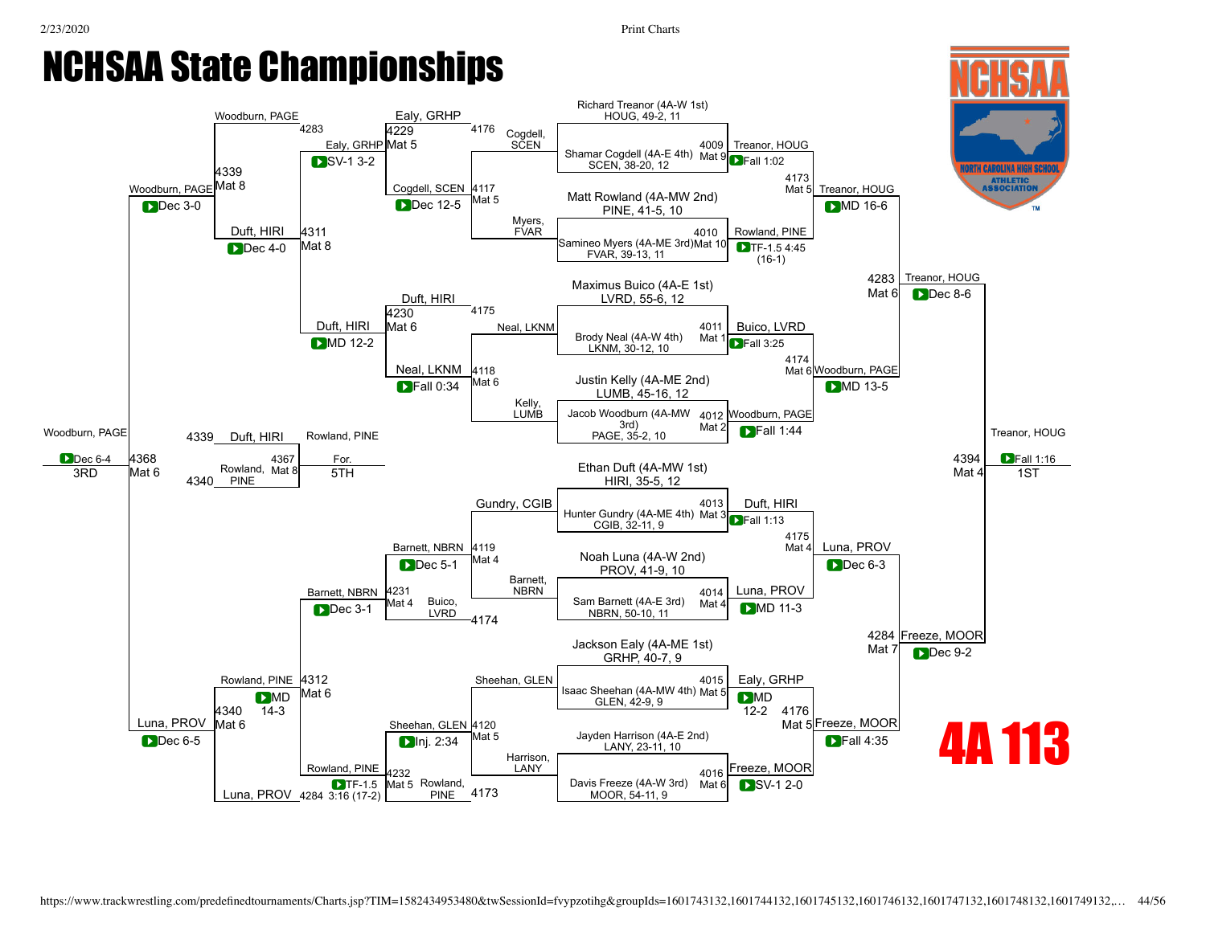# NCHSAA State Championships

## 4A 113

### Championship Bracket

**First Round**

| Wrestler | Match | Opponent | Winner | Result |
|---|---|---|---|---|
| Richard Treanor (4A-W 1st) HOUG, 49-2, 11 | 4009 Mat 9 | Shamar Cogdell (4A-E 4th) SCEN, 38-20, 12 | Treanor, HOUG | Fall 1:02 |
| Matt Rowland (4A-MW 2nd) PINE, 41-5, 10 | 4010 Mat 10 | Samineo Myers (4A-ME 3rd) FVAR, 39-13, 11 | Rowland, PINE | TF-1.5 4:45 (16-1) |
| Maximus Buico (4A-E 1st) LVRD, 55-6, 12 | 4011 Mat 1 | Brody Neal (4A-W 4th) LKNM, 30-12, 10 | Buico, LVRD | Fall 3:25 |
| Justin Kelly (4A-ME 2nd) LUMB, 45-16, 12 | 4012 Mat 2 | Jacob Woodburn (4A-MW 3rd) PAGE, 35-2, 10 | Woodburn, PAGE | Fall 1:44 |
| Ethan Duft (4A-MW 1st) HIRI, 35-5, 12 | 4013 Mat 3 | Hunter Gundry (4A-ME 4th) CGIB, 32-11, 9 | Duft, HIRI | Fall 1:13 |
| Noah Luna (4A-W 2nd) PROV, 41-9, 10 | 4014 Mat 4 | Sam Barnett (4A-E 3rd) NBRN, 50-10, 11 | Luna, PROV | MD 11-3 |
| Jackson Ealy (4A-ME 1st) GRHP, 40-7, 9 | 4015 Mat 5 | Isaac Sheehan (4A-MW 4th) GLEN, 42-9, 9 | Ealy, GRHP | MD 12-2 |
| Jayden Harrison (4A-E 2nd) LANY, 23-11, 10 | 4016 Mat 6 | Davis Freeze (4A-W 3rd) MOOR, 54-11, 9 | Freeze, MOOR | SV-1 2-0 |

**Quarterfinals**

| Match | Wrestlers | Winner | Result |
|---|---|---|---|
| 4173 Mat 5 | Treanor, HOUG vs. Rowland, PINE | Treanor, HOUG | MD 16-6 |
| 4174 Mat 6 | Buico, LVRD vs. Woodburn, PAGE | Woodburn, PAGE | MD 13-5 |
| 4175 Mat 4 | Duft, HIRI vs. Luna, PROV | Luna, PROV | Dec 6-3 |
| 4176 Mat 5 | Ealy, GRHP vs. Freeze, MOOR | Freeze, MOOR | Fall 4:35 |

**Semifinals**

| Match | Wrestlers | Winner | Result |
|---|---|---|---|
| 4283 Mat 6 | Treanor, HOUG vs. Woodburn, PAGE | Treanor, HOUG | Dec 8-6 |
| 4284 Mat 7 | Luna, PROV vs. Freeze, MOOR | Freeze, MOOR | Dec 9-2 |

**Final**

| Match | Wrestlers | Winner | Result |
|---|---|---|---|
| 4394 Mat 4 | Treanor, HOUG vs. Freeze, MOOR | Treanor, HOUG | Fall 1:16 — 1ST |

### Consolation Bracket

**Consolation Round 1**

| Match | Wrestlers | Winner | Result |
|---|---|---|---|
| 4117 Mat 5 | Cogdell, SCEN vs. Myers, FVAR | Cogdell, SCEN | Dec 12-5 |
| 4118 Mat 6 | Neal, LKNM vs. Kelly, LUMB | Neal, LKNM | Fall 0:34 |
| 4119 Mat 4 | Gundry, CGIB vs. Barnett, NBRN | Barnett, NBRN | Dec 5-1 |
| 4120 Mat 5 | Sheehan, GLEN vs. Harrison, LANY | Sheehan, GLEN | Inj. 2:34 |

**Consolation Round 2**

| Match | Wrestlers | Winner | Result |
|---|---|---|---|
| 4229 Mat 5 | Ealy, GRHP (4176) vs. Cogdell, SCEN | Ealy, GRHP | SV-1 3-2 |
| 4230 Mat 6 | Duft, HIRI (4175) vs. Neal, LKNM | Duft, HIRI | MD 12-2 |
| 4231 Mat 4 | Barnett, NBRN vs. Buico, LVRD (4174) | Barnett, NBRN | Dec 3-1 |
| 4232 Mat 5 | Sheehan, GLEN vs. Rowland, PINE (4173) | Rowland, PINE | TF-1.5 3:16 (17-2) |

**Consolation Quarterfinals**

| Match | Wrestlers | Winner | Result |
|---|---|---|---|
| 4311 Mat 8 | Ealy, GRHP vs. Duft, HIRI | Duft, HIRI | Dec 4-0 |
| 4312 Mat 6 | Barnett, NBRN vs. Rowland, PINE | Rowland, PINE | MD 14-3 |

**Consolation Semifinals**

| Match | Wrestlers | Winner | Result |
|---|---|---|---|
| 4339 Mat 8 | Woodburn, PAGE (4283) vs. Duft, HIRI | Woodburn, PAGE | Dec 3-0 |
| 4340 Mat 6 | Rowland, PINE vs. Luna, PROV (4284) | Luna, PROV | Dec 6-5 |

**Placement Matches**

| Match | Wrestlers | Winner | Result |
|---|---|---|---|
| 4368 Mat 6 | Woodburn, PAGE vs. Luna, PROV | Woodburn, PAGE | Dec 6-4 — 3RD |
| 4367 Mat 8 | Duft, HIRI vs. Rowland, PINE | Rowland, PINE | For. — 5TH |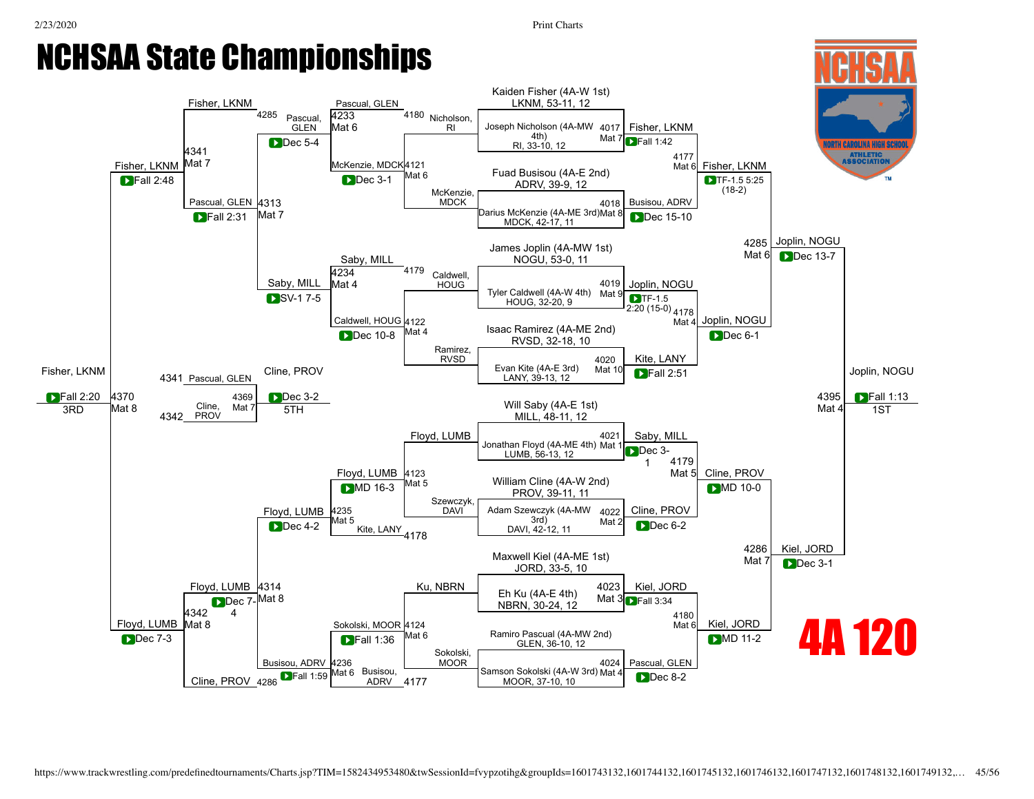# NCHSAA State Championships

## 4A 120

### Championship Bracket – First Round

| Match | Wrestler | Mat | Result |
|---|---|---|---|
| 4017 | Kaiden Fisher (4A-W 1st), LKNM, 53-11, 12 vs. Joseph Nicholson (4A-MW 4th), RI, 33-10, 12 | Mat 7 | Fisher, LKNM – Fall 1:42 |
| 4018 | Fuad Busisou (4A-E 2nd), ADRV, 39-9, 12 vs. Darius McKenzie (4A-ME 3rd), MDCK, 42-17, 11 | Mat 8 | Busisou, ADRV – Dec 15-10 |
| 4019 | James Joplin (4A-MW 1st), NOGU, 53-0, 11 vs. Tyler Caldwell (4A-W 4th), HOUG, 32-20, 9 | Mat 9 | Joplin, NOGU – TF-1.5 2:20 (15-0) |
| 4020 | Isaac Ramirez (4A-ME 2nd), RVSD, 32-18, 10 vs. Evan Kite (4A-E 3rd), LANY, 39-13, 12 | Mat 10 | Kite, LANY – Fall 2:51 |
| 4021 | Will Saby (4A-E 1st), MILL, 48-11, 12 vs. Jonathan Floyd (4A-ME 4th), LUMB, 56-13, 12 | Mat 1 | Saby, MILL – Dec 3-1 |
| 4022 | William Cline (4A-W 2nd), PROV, 39-11, 11 vs. Adam Szewczyk (4A-MW 3rd), DAVI, 42-12, 11 | Mat 2 | Cline, PROV – Dec 6-2 |
| 4023 | Maxwell Kiel (4A-ME 1st), JORD, 33-5, 10 vs. Eh Ku (4A-E 4th), NBRN, 30-24, 12 | Mat 3 | Kiel, JORD – Fall 3:34 |
| 4024 | Ramiro Pascual (4A-MW 2nd), GLEN, 36-10, 12 vs. Samson Sokolski (4A-W 3rd), MOOR, 37-10, 10 | Mat 4 | Pascual, GLEN – Dec 8-2 |

### Championship Quarterfinals

| Match | Mat | Result |
|---|---|---|
| 4177 | Mat 6 | Fisher, LKNM – TF-1.5 5:25 (18-2) |
| 4178 | Mat 4 | Joplin, NOGU – Dec 6-1 |
| 4179 | Mat 5 | Cline, PROV – MD 10-0 |
| 4180 | Mat 6 | Kiel, JORD – MD 11-2 |

### Championship Semifinals

| Match | Mat | Result |
|---|---|---|
| 4285 | Mat 6 | Joplin, NOGU – Dec 13-7 |
| 4286 | Mat 7 | Kiel, JORD – Dec 3-1 |

### Championship Final

| Match | Mat | Result |
|---|---|---|
| 4395 | Mat 4 | Joplin, NOGU – Fall 1:13 – 1ST |

### Consolation Bracket

| Match | Wrestlers | Mat | Result |
|---|---|---|---|
| 4121 | Nicholson, RI vs. McKenzie, MDCK | Mat 6 | McKenzie, MDCK – Dec 3-1 |
| 4122 | Caldwell, HOUG vs. Ramirez, RVSD | Mat 4 | Caldwell, HOUG – Dec 10-8 |
| 4123 | Floyd, LUMB vs. Szewczyk, DAVI | Mat 5 | Floyd, LUMB – MD 16-3 |
| 4124 | Ku, NBRN vs. Sokolski, MOOR | Mat 6 | Sokolski, MOOR – Fall 1:36 |
| 4233 | Pascual, GLEN (4180) vs. McKenzie, MDCK | Mat 6 | Pascual, GLEN – Dec 5-4 |
| 4234 | Saby, MILL (4179) vs. Caldwell, HOUG | Mat 4 | Saby, MILL – SV-1 7-5 |
| 4235 | Floyd, LUMB vs. Kite, LANY (4178) | Mat 5 | Floyd, LUMB – Dec 4-2 |
| 4236 | Sokolski, MOOR vs. Busisou, ADRV (4177) | Mat 6 | Busisou, ADRV – Fall 1:59 |
| 4313 | Pascual, GLEN (4285) vs. Saby, MILL | Mat 7 | Pascual, GLEN – Fall 2:31 |
| 4314 | Floyd, LUMB vs. Busisou, ADRV (4286) | Mat 8 | Floyd, LUMB – Dec 7-4 |
| 4341 | Fisher, LKNM vs. Pascual, GLEN | Mat 7 | Fisher, LKNM – Fall 2:48 |
| 4342 | Floyd, LUMB vs. Cline, PROV | Mat 8 | Floyd, LUMB – Dec 7-3 |

### Placement Matches

| Match | Wrestlers | Mat | Result |
|---|---|---|---|
| 4370 | Fisher, LKNM vs. Floyd, LUMB | Mat 8 | Fisher, LKNM – Fall 2:20 – 3RD |
| 4369 | Pascual, GLEN (4341) vs. Cline, PROV (4342) | Mat 7 | Cline, PROV – Dec 3-2 – 5TH |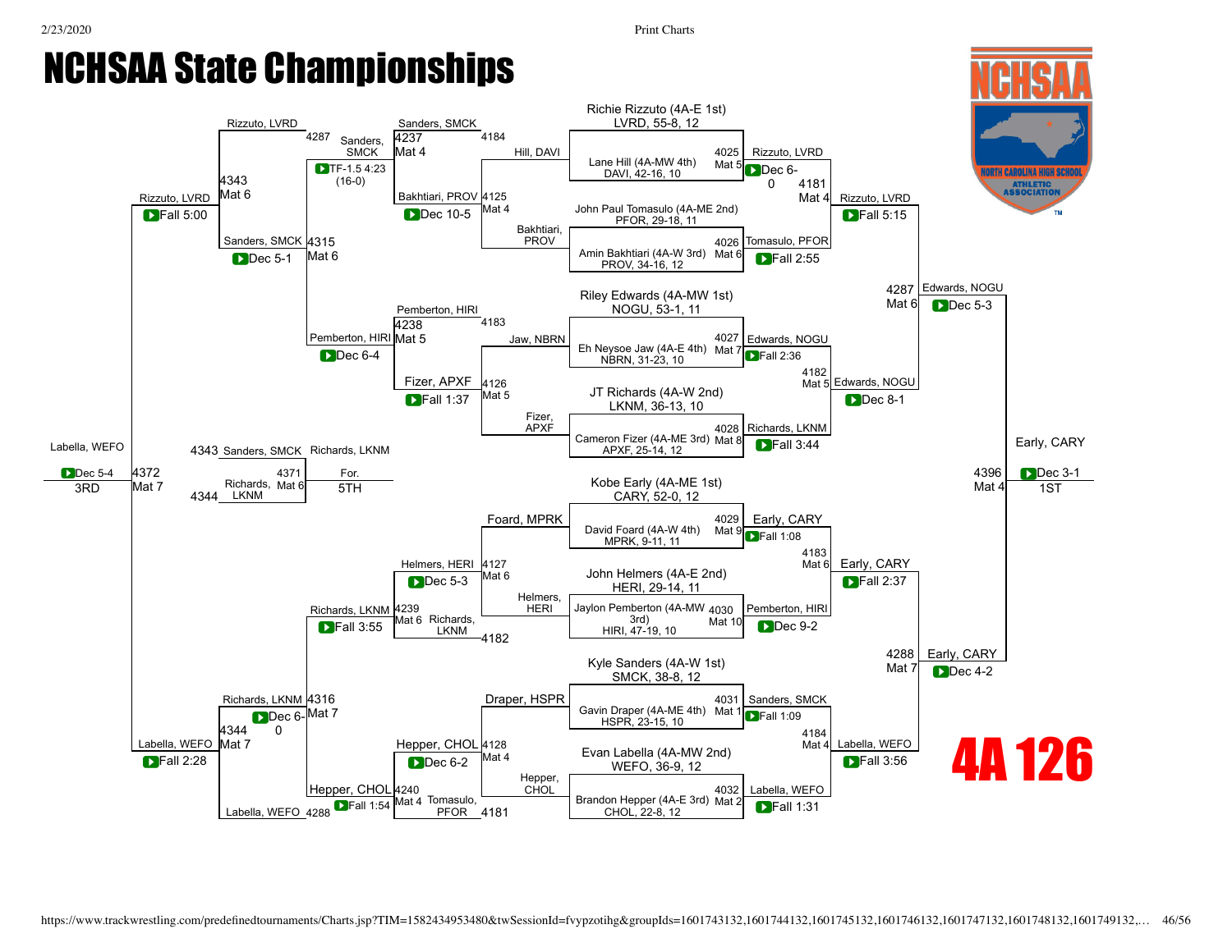# NCHSAA State Championships

# 4A 126

## Championship Bracket

### Seeded Wrestlers

| Wrestler | Record |
|---|---|
| Richie Rizzuto (4A-E 1st) | LVRD, 55-8, 12 |
| Lane Hill (4A-MW 4th) | DAVI, 42-16, 10 |
| John Paul Tomasulo (4A-ME 2nd) | PFOR, 29-18, 11 |
| Amin Bakhtiari (4A-W 3rd) | PROV, 34-16, 12 |
| Riley Edwards (4A-MW 1st) | NOGU, 53-1, 11 |
| Eh Neysoe Jaw (4A-E 4th) | NBRN, 31-23, 10 |
| JT Richards (4A-W 2nd) | LKNM, 36-13, 10 |
| Cameron Fizer (4A-ME 3rd) | APXF, 25-14, 12 |
| Kobe Early (4A-ME 1st) | CARY, 52-0, 12 |
| David Foard (4A-W 4th) | MPRK, 9-11, 11 |
| John Helmers (4A-E 2nd) | HERI, 29-14, 11 |
| Jaylon Pemberton (4A-MW 3rd) | HIRI, 47-19, 10 |
| Kyle Sanders (4A-W 1st) | SMCK, 38-8, 12 |
| Gavin Draper (4A-ME 4th) | HSPR, 23-15, 10 |
| Evan Labella (4A-MW 2nd) | WEFO, 36-9, 12 |
| Brandon Hepper (4A-E 3rd) | CHOL, 22-8, 12 |

### First Round

| Bout | Mat | Winner | Result |
|---|---|---|---|
| 4025 | Mat 5 | Rizzuto, LVRD | Dec 6-0 |
| 4026 | Mat 6 | Tomasulo, PFOR | Fall 2:55 |
| 4027 | Mat 7 | Edwards, NOGU | Fall 2:36 |
| 4028 | Mat 8 | Richards, LKNM | Fall 3:44 |
| 4029 | Mat 9 | Early, CARY | Fall 1:08 |
| 4030 | Mat 10 | Pemberton, HIRI | Dec 9-2 |
| 4031 | Mat 1 | Sanders, SMCK | Fall 1:09 |
| 4032 | Mat 2 | Labella, WEFO | Fall 1:31 |

### Quarterfinals

| Bout | Mat | Winner | Result |
|---|---|---|---|
| 4181 | Mat 4 | Rizzuto, LVRD | Fall 5:15 |
| 4182 | Mat 5 | Edwards, NOGU | Dec 8-1 |
| 4183 | Mat 6 | Early, CARY | Fall 2:37 |
| 4184 | Mat 4 | Labella, WEFO | Fall 3:56 |

### Semifinals

| Bout | Mat | Winner | Result |
|---|---|---|---|
| 4287 | Mat 6 | Edwards, NOGU | Dec 5-3 |
| 4288 | Mat 7 | Early, CARY | Dec 4-2 |

### Final

| Bout | Mat | Winner | Result | Place |
|---|---|---|---|---|
| 4396 | Mat 4 | Early, CARY | Dec 3-1 | 1ST |

## Consolation Bracket

### Consolation First Round

| Bout | Mat | Winner | Result |
|---|---|---|---|
| 4125 | Mat 4 | Bakhtiari, PROV | Dec 10-5 |
| 4126 | Mat 5 | Fizer, APXF | Fall 1:37 |
| 4127 | Mat 6 | Helmers, HERI | Dec 5-3 |
| 4128 | Mat 4 | Hepper, CHOL | Dec 6-2 |

(Losers: Hill, DAVI; Jaw, NBRN; Foard, MPRK; Draper, HSPR)

### Consolation Second Round

| Bout | Mat | Winner | Result |
|---|---|---|---|
| 4237 | Mat 4 | Sanders, SMCK | (vs Bakhtiari, PROV; loser from 4184) |
| 4238 | Mat 5 | Pemberton, HIRI | Dec 6-4 (vs Fizer, APXF; loser from 4183) |
| 4239 | Mat 6 | Richards, LKNM | Fall 3:55 (vs Helmers, HERI; loser from 4182) |
| 4240 | Mat 4 | Hepper, CHOL | Fall 1:54 (vs Tomasulo, PFOR; loser from 4181) |

### Consolation Quarterfinals

| Bout | Mat | Winner | Result |
|---|---|---|---|
| 4315 | Mat 6 | Sanders, SMCK | Dec 5-1 (vs Pemberton, HIRI) |
| 4316 | Mat 7 | Richards, LKNM | Dec 6-0 (vs Hepper, CHOL) |

Sanders, SMCK — TF-1.5 4:23 (16-0) (loser from 4287)

### Consolation Semifinals

| Bout | Mat | Winner | Result |
|---|---|---|---|
| 4343 | Mat 6 | Rizzuto, LVRD | Fall 5:00 (vs Sanders, SMCK) |
| 4344 | Mat 7 | Labella, WEFO | Fall 2:28 (vs Richards, LKNM; Labella loser from 4288) |

### Placement Matches

| Bout | Mat | Winner | Result | Place |
|---|---|---|---|---|
| 4372 | Mat 7 | Labella, WEFO | Dec 5-4 (vs Rizzuto, LVRD) | 3RD |
| 4371 | Mat 6 | Richards, LKNM | For. (vs Sanders, SMCK) | 5TH |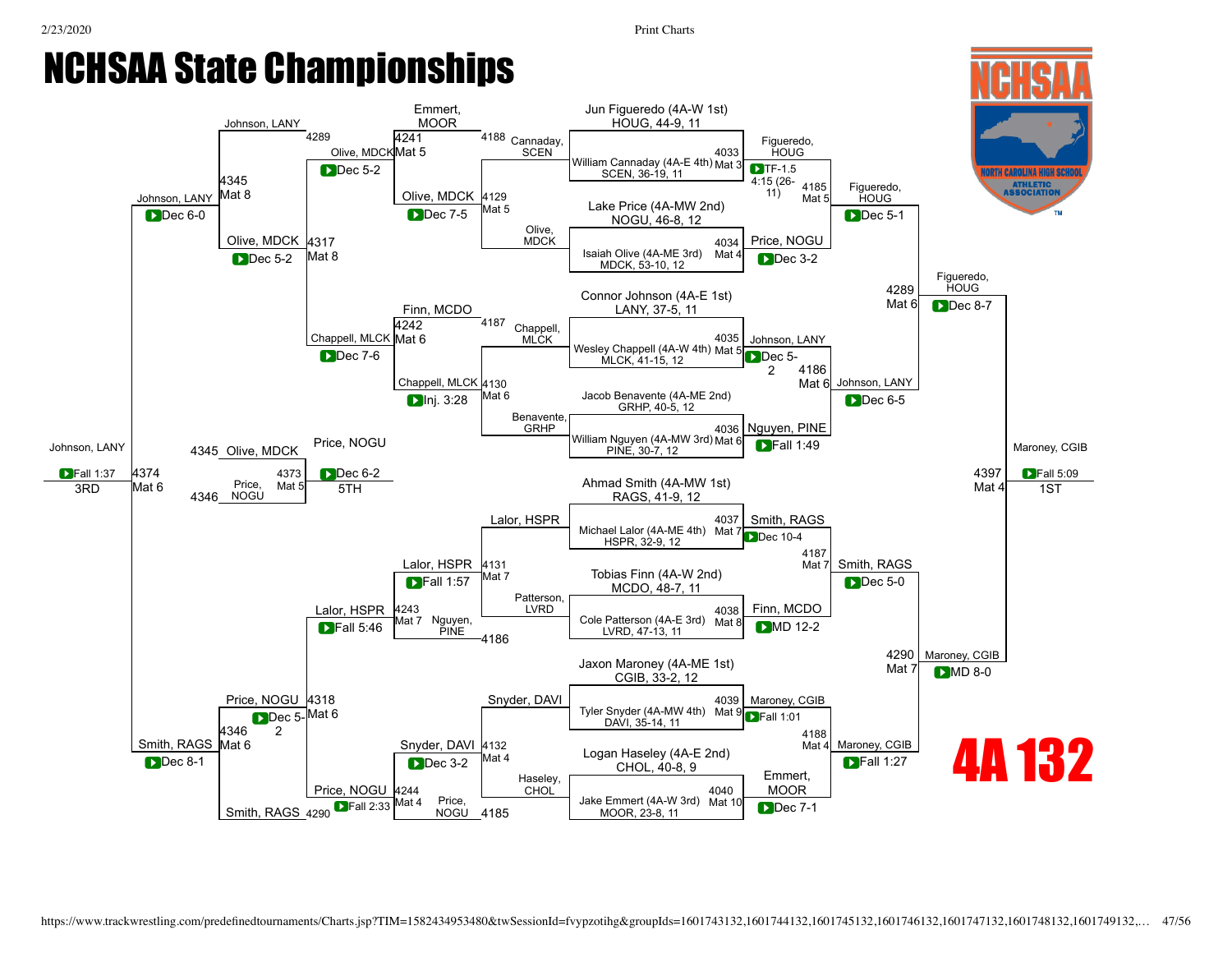# NCHSAA State Championships

## 4A 132

### Championship Bracket

**Quarterfinals**

- Jun Figueredo (4A-W 1st) HOUG, 44-9, 11 vs. William Cannaday (4A-E 4th) SCEN, 36-19, 11 — 4033 Mat 3 — Figueredo, HOUG — TF-1.5 4:15 (26-11)
- Isaiah Olive (4A-ME 3rd) MDCK, 53-10, 12 vs. Lake Price (4A-MW 2nd) NOGU, 46-8, 12 — 4034 Mat 4 — Price, NOGU — Dec 3-2
- Connor Johnson (4A-E 1st) LANY, 37-5, 11 vs. Wesley Chappell (4A-W 4th) MLCK, 41-15, 12 — 4035 Mat 5 — Johnson, LANY — Dec 5-2
- Jacob Benavente (4A-ME 2nd) GRHP, 40-5, 12 vs. William Nguyen (4A-MW 3rd) PINE, 30-7, 12 — 4036 Mat 6 — Nguyen, PINE — Fall 1:49
- Ahmad Smith (4A-MW 1st) RAGS, 41-9, 12 vs. Michael Lalor (4A-ME 4th) HSPR, 32-9, 12 — 4037 Mat 7 — Smith, RAGS — Dec 10-4
- Tobias Finn (4A-W 2nd) MCDO, 48-7, 11 vs. Cole Patterson (4A-E 3rd) LVRD, 47-13, 11 — 4038 Mat 8 — Finn, MCDO — MD 12-2
- Jaxon Maroney (4A-ME 1st) CGIB, 33-2, 12 vs. Tyler Snyder (4A-MW 4th) DAVI, 35-14, 11 — 4039 Mat 9 — Maroney, CGIB — Fall 1:01
- Logan Haseley (4A-E 2nd) CHOL, 40-8, 9 vs. Jake Emmert (4A-W 3rd) MOOR, 23-8, 11 — 4040 Mat 10 — Emmert, MOOR — Dec 7-1

**Semifinals**

- 4185 Mat 5 — Figueredo, HOUG vs. Price, NOGU — Figueredo, HOUG — Dec 5-1
- 4186 Mat 6 — Johnson, LANY vs. Nguyen, PINE — Johnson, LANY — Dec 6-5
- 4187 Mat 7 — Smith, RAGS vs. Finn, MCDO — Smith, RAGS — Dec 5-0
- 4188 Mat 4 — Maroney, CGIB vs. Emmert, MOOR — Maroney, CGIB — Fall 1:27

**Finals**

- 4289 Mat 6 — Figueredo, HOUG vs. Johnson, LANY — Figueredo, HOUG — Dec 8-7
- 4290 Mat 7 — Smith, RAGS vs. Maroney, CGIB — Maroney, CGIB — MD 8-0
- 4397 Mat 4 — Figueredo, HOUG vs. Maroney, CGIB — **Maroney, CGIB — Fall 5:09 — 1ST**

### Consolation Bracket

**Consolation Round 1**

- 4129 Mat 5 — Cannaday, SCEN vs. Olive, MDCK — Olive, MDCK
- 4130 Mat 6 — Chappell, MLCK vs. Benavente, GRHP — Chappell, MLCK — Inj. 3:28
- 4131 Mat 7 — Lalor, HSPR vs. Patterson, LVRD — Lalor, HSPR — Fall 1:57
- 4132 Mat 4 — Snyder, DAVI vs. Haseley, CHOL — Snyder, DAVI — Dec 3-2

**Consolation Round 2**

- 4241 Mat 5 — Emmert, MOOR vs. Olive, MDCK (4188) — Olive, MDCK — Dec 7-5
- 4242 Mat 6 — Finn, MCDO vs. Chappell, MLCK (4187) — Chappell, MLCK
- 4243 Mat 7 — Lalor, HSPR vs. Nguyen, PINE (4186) — Lalor, HSPR
- 4244 Mat 4 — Snyder, DAVI vs. Price, NOGU (4185) — Price, NOGU — Fall 2:33

**Consolation Quarterfinals**

- 4289 — Johnson, LANY vs. Olive, MDCK — Olive, MDCK — Dec 5-2
- 4317 Mat 8 — Olive, MDCK vs. Chappell, MLCK — Chappell, MLCK — Dec 7-6
- 4318 Mat 6 — Lalor, HSPR vs. Price, NOGU — Lalor, HSPR — Fall 5:46
- 4290 — Price, NOGU vs. Smith, RAGS

**Consolation Semifinals**

- 4345 Mat 8 — Johnson, LANY vs. Olive, MDCK — Johnson, LANY — Dec 5-2
- 4346 Mat 6 — Price, NOGU vs. Smith, RAGS — Price, NOGU — Dec 5-2

**Third Place**

- 4345 / 4346 — Johnson, LANY vs. Smith, RAGS — Johnson, LANY — Dec 6-0 / Smith, RAGS — Dec 8-1
- 4374 Mat 6 — **Johnson, LANY — Fall 1:37 — 3RD**

**Fifth Place**

- 4373 Mat 5 — Olive, MDCK vs. Price, NOGU — **Price, NOGU — Dec 6-2 — 5TH**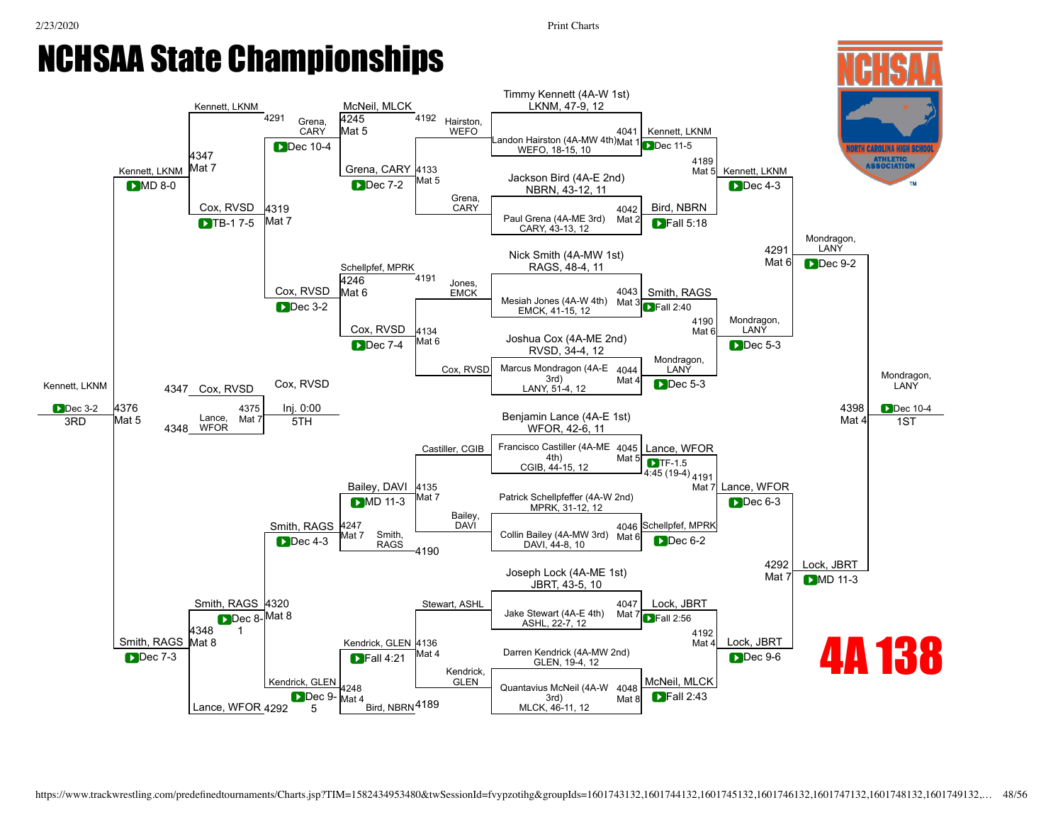# NCHSAA State Championships

## 4A 138

### Championship Bracket

**First Round**

- Timmy Kennett (4A-W 1st), LKNM, 47-9, 12 vs. Landon Hairston (4A-MW 4th), WEFO, 18-15, 10 — 4041 Mat 1 — Kennett, LKNM Dec 11-5
- Jackson Bird (4A-E 2nd), NBRN, 43-12, 11 vs. Paul Grena (4A-ME 3rd), CARY, 43-13, 12 — 4042 Mat 2 — Bird, NBRN Fall 5:18
- Nick Smith (4A-MW 1st), RAGS, 48-4, 11 vs. Mesiah Jones (4A-W 4th), EMCK, 41-15, 12 — 4043 Mat 3 — Smith, RAGS Fall 2:40
- Joshua Cox (4A-ME 2nd), RVSD, 34-4, 12 vs. Marcus Mondragon (4A-E 3rd), LANY, 51-4, 12 — 4044 Mat 4 — Mondragon, LANY Dec 5-3
- Benjamin Lance (4A-E 1st), WFOR, 42-6, 11 vs. Francisco Castillier (4A-ME 4th), CGIB, 44-15, 12 — 4045 Mat 5 — Lance, WFOR TF-1.5 4:45 (19-4)
- Patrick Schellpfeffer (4A-W 2nd), MPRK, 31-12, 12 vs. Collin Bailey (4A-MW 3rd), DAVI, 44-8, 10 — 4046 Mat 6 — Schellpfef, MPRK Dec 6-2
- Joseph Lock (4A-ME 1st), JBRT, 43-5, 10 vs. Jake Stewart (4A-E 4th), ASHL, 22-7, 12 — 4047 Mat 7 — Lock, JBRT Fall 2:56
- Darren Kendrick (4A-MW 2nd), GLEN, 19-4, 12 vs. Quantavius McNeil (4A-W 3rd), MLCK, 46-11, 12 — 4048 Mat 8 — McNeil, MLCK Fall 2:43

**Quarterfinals**

- 4189 Mat 5 — Kennett, LKNM vs. Bird, NBRN — Kennett, LKNM Dec 4-3
- 4190 Mat 6 — Smith, RAGS vs. Mondragon, LANY — Mondragon, LANY Dec 5-3
- 4191 Mat 7 — Lance, WFOR vs. Schellpfef, MPRK — Lance, WFOR Dec 6-3
- 4192 Mat 4 — Lock, JBRT vs. McNeil, MLCK — Lock, JBRT Dec 9-6

**Semifinals**

- 4291 Mat 6 — Kennett, LKNM vs. Mondragon, LANY — Mondragon, LANY Dec 9-2
- 4292 Mat 7 — Lance, WFOR vs. Lock, JBRT — Lock, JBRT MD 11-3

**Final**

- 4398 Mat 4 — Mondragon, LANY vs. Lock, JBRT — Mondragon, LANY Dec 10-4 — **1ST**

### Consolation Bracket

**Consolation Round 1**

- 4133 Mat 5 — Hairston, WEFO vs. Grena, CARY — Grena, CARY Dec 7-2
- 4134 Mat 6 — Jones, EMCK vs. Cox, RVSD — Cox, RVSD Dec 7-4
- 4135 Mat 7 — Castillier, CGIB vs. Bailey, DAVI — Bailey, DAVI MD 11-3
- 4136 Mat 4 — Stewart, ASHL vs. Kendrick, GLEN — Kendrick, GLEN Fall 4:21

**Consolation Round 2**

- 4245 Mat 5 — McNeil, MLCK (L4192) vs. Grena, CARY — Grena, CARY Dec 10-4
- 4246 Mat 6 — Schellpfef, MPRK (L4191) vs. Cox, RVSD — Cox, RVSD Dec 3-2
- 4247 Mat 7 — Bailey, DAVI vs. Smith, RAGS (L4190) — Smith, RAGS Dec 4-3
- 4248 Mat 4 — Kendrick, GLEN vs. Bird, NBRN (L4189) — Kendrick, GLEN Dec 9-5

**Consolation Quarterfinals**

- 4319 Mat 7 — Grena, CARY vs. Cox, RVSD — Cox, RVSD TB-1 7-5
- 4320 Mat 8 — Smith, RAGS vs. Kendrick, GLEN — Smith, RAGS Dec 8-1

**Consolation Semifinals**

- 4347 Mat 7 — Kennett, LKNM (L4291) vs. Cox, RVSD — Kennett, LKNM MD 8-0
- 4348 Mat 8 — Smith, RAGS vs. Lance, WFOR (L4292) — Smith, RAGS Dec 7-3

**3rd Place**

- 4376 Mat 5 — Kennett, LKNM vs. Smith, RAGS — Kennett, LKNM Dec 3-2 — **3RD**

**5th Place**

- 4375 Mat 7 — Cox, RVSD (L4347) vs. Lance, WFOR (L4348) — Cox, RVSD Inj. 0:00 — **5TH**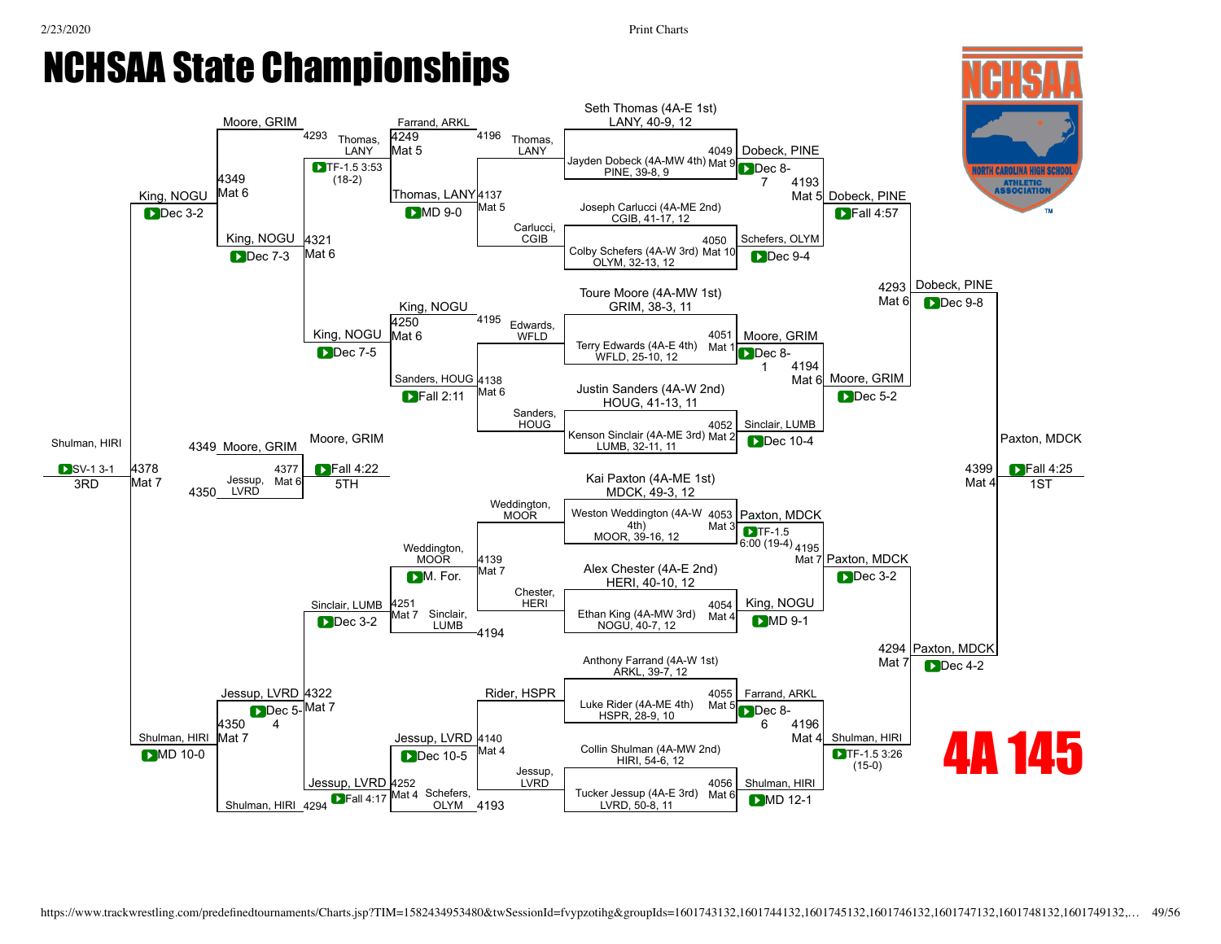# NCHSAA State Championships

## 4A 145

### Championship Bracket – First Round

| Bout | Mat | Wrestler | Opponent | Winner | Result |
|---|---|---|---|---|---|
| 4049 | Mat 9 | Seth Thomas (4A-E 1st), LANY, 40-9, 12 | Jayden Dobeck (4A-MW 4th), PINE, 39-8, 9 | Dobeck, PINE | Dec 8-7 |
| 4050 | Mat 10 | Joseph Carlucci (4A-ME 2nd), CGIB, 41-17, 12 | Colby Schefers (4A-W 3rd), OLYM, 32-13, 12 | Schefers, OLYM | Dec 9-4 |
| 4051 | Mat 1 | Toure Moore (4A-MW 1st), GRIM, 38-3, 11 | Terry Edwards (4A-E 4th), WFLD, 25-10, 12 | Moore, GRIM | Dec 8-1 |
| 4052 | Mat 2 | Justin Sanders (4A-W 2nd), HOUG, 41-13, 11 | Kenson Sinclair (4A-ME 3rd), LUMB, 32-11, 11 | Sinclair, LUMB | Dec 10-4 |
| 4053 | Mat 3 | Kai Paxton (4A-ME 1st), MDCK, 49-3, 12 | Weston Weddington (4A-W 4th), MOOR, 39-16, 12 | Paxton, MDCK | TF-1.5 6:00 (19-4) |
| 4054 | Mat 4 | Alex Chester (4A-E 2nd), HERI, 40-10, 12 | Ethan King (4A-MW 3rd), NOGU, 40-7, 12 | King, NOGU | MD 9-1 |
| 4055 | Mat 5 | Anthony Farrand (4A-W 1st), ARKL, 39-7, 12 | Luke Rider (4A-ME 4th), HSPR, 28-9, 10 | Farrand, ARKL | Dec 8-6 |
| 4056 | Mat 6 | Collin Shulman (4A-MW 2nd), HIRI, 54-6, 12 | Tucker Jessup (4A-E 3rd), LVRD, 50-8, 11 | Shulman, HIRI | MD 12-1 |

### Championship Bracket – Quarterfinals

| Bout | Mat | Wrestlers | Winner | Result |
|---|---|---|---|---|
| 4193 | Mat 5 | Dobeck, PINE vs Schefers, OLYM | Dobeck, PINE | Fall 4:57 |
| 4194 | Mat 6 | Moore, GRIM vs Sinclair, LUMB | Moore, GRIM | Dec 5-2 |
| 4195 | Mat 7 | Paxton, MDCK vs King, NOGU | Paxton, MDCK | Dec 3-2 |
| 4196 | Mat 4 | Farrand, ARKL vs Shulman, HIRI | Shulman, HIRI | TF-1.5 3:26 (15-0) |

### Championship Bracket – Semifinals

| Bout | Mat | Wrestlers | Winner | Result |
|---|---|---|---|---|
| 4293 | Mat 6 | Dobeck, PINE vs Moore, GRIM | Dobeck, PINE | Dec 9-8 |
| 4294 | Mat 7 | Paxton, MDCK vs Shulman, HIRI | Paxton, MDCK | Dec 4-2 |

### Championship Final

| Bout | Mat | Wrestlers | Winner | Result |
|---|---|---|---|---|
| 4399 | Mat 4 | Dobeck, PINE vs Paxton, MDCK | Paxton, MDCK | Fall 4:25 |

**1ST: Paxton, MDCK**

### Consolation Bracket

| Bout | Mat | Wrestlers | Winner | Result |
|---|---|---|---|---|
| 4137 | Mat 5 | Thomas, LANY vs Carlucci, CGIB | Thomas, LANY | MD 9-0 |
| 4138 | Mat 6 | Edwards, WFLD vs Sanders, HOUG | Sanders, HOUG | Fall 2:11 |
| 4139 | Mat 7 | Weddington, MOOR vs Chester, HERI | Weddington, MOOR | M. For. |
| 4140 | Mat 4 | Rider, HSPR vs Jessup, LVRD | Jessup, LVRD | Dec 10-5 |
| 4249 | Mat 5 | Farrand, ARKL vs Thomas, LANY | Thomas, LANY | TF-1.5 3:53 (18-2) |
| 4250 | Mat 6 | King, NOGU vs Sanders, HOUG | King, NOGU | Dec 7-5 |
| 4251 | Mat 7 | Weddington, MOOR vs Sinclair, LUMB | Sinclair, LUMB | Dec 3-2 |
| 4252 | Mat 4 | Jessup, LVRD vs Schefers, OLYM | Jessup, LVRD | Fall 4:17 |
| 4321 | Mat 6 | Thomas, LANY vs King, NOGU | King, NOGU | Dec 7-3 |
| 4322 | Mat 7 | Sinclair, LUMB vs Jessup, LVRD | Jessup, LVRD | Dec 5-4 |
| 4349 | Mat 6 | Moore, GRIM vs King, NOGU | King, NOGU | Dec 3-2 |
| 4350 | Mat 7 | Jessup, LVRD vs Shulman, HIRI | Shulman, HIRI | MD 10-0 |

### 3rd Place

| Bout | Mat | Wrestlers | Winner | Result |
|---|---|---|---|---|
| 4378 | Mat 7 | King, NOGU vs Shulman, HIRI | Shulman, HIRI | SV-1 3-1 |

**3RD: Shulman, HIRI**

### 5th Place

| Bout | Mat | Wrestlers | Winner | Result |
|---|---|---|---|---|
| 4377 | Mat 6 | Moore, GRIM vs Jessup, LVRD | Moore, GRIM | Fall 4:22 |

**5TH: Moore, GRIM**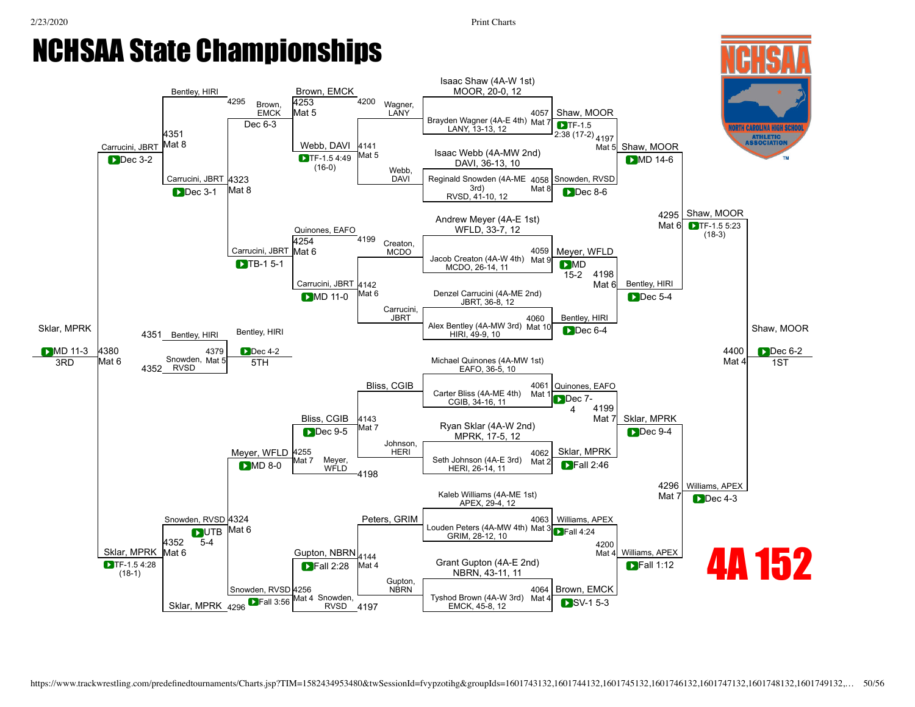# NCHSAA State Championships

## 4A 152

### Championship Bracket

**First Round**

| Match | Mat | Wrestler 1 | Wrestler 2 | Winner | Result |
|---|---|---|---|---|---|
| 4057 | Mat 7 | Isaac Shaw (4A-W 1st) MOOR, 20-0, 12 | Brayden Wagner (4A-E 4th) LANY, 13-13, 12 | Shaw, MOOR | TF-1.5 2:38 (17-2) |
| 4058 | Mat 8 | Isaac Webb (4A-MW 2nd) DAVI, 36-13, 10 | Reginald Snowden (4A-ME 3rd) RVSD, 41-10, 12 | Snowden, RVSD | Dec 8-6 |
| 4059 | Mat 9 | Andrew Meyer (4A-E 1st) WFLD, 33-7, 12 | Jacob Creaton (4A-W 4th) MCDO, 26-14, 11 | Meyer, WFLD | MD 15-2 |
| 4060 | Mat 10 | Denzel Carrucini (4A-ME 2nd) JBRT, 36-8, 12 | Alex Bentley (4A-MW 3rd) HIRI, 49-9, 10 | Bentley, HIRI | Dec 6-4 |
| 4061 | Mat 1 | Michael Quinones (4A-MW 1st) EAFO, 36-5, 10 | Carter Bliss (4A-ME 4th) CGIB, 34-16, 11 | Quinones, EAFO | Dec 7-4 |
| 4062 | Mat 2 | Ryan Sklar (4A-W 2nd) MPRK, 17-5, 12 | Seth Johnson (4A-E 3rd) HERI, 26-14, 11 | Sklar, MPRK | Fall 2:46 |
| 4063 | Mat 3 | Kaleb Williams (4A-ME 1st) APEX, 29-4, 12 | Louden Peters (4A-MW 4th) GRIM, 28-12, 10 | Williams, APEX | Fall 4:24 |
| 4064 | Mat 4 | Grant Gupton (4A-E 2nd) NBRN, 43-11, 11 | Tyshod Brown (4A-W 3rd) EMCK, 45-8, 12 | Brown, EMCK | SV-1 5-3 |

**Quarterfinals**

| Match | Mat | Wrestler 1 | Wrestler 2 | Winner | Result |
|---|---|---|---|---|---|
| 4197 | Mat 5 | Shaw, MOOR | Snowden, RVSD | Shaw, MOOR | MD 14-6 |
| 4198 | Mat 6 | Meyer, WFLD | Bentley, HIRI | Bentley, HIRI | Dec 5-4 |
| 4199 | Mat 7 | Quinones, EAFO | Sklar, MPRK | Sklar, MPRK | Dec 9-4 |
| 4200 | Mat 4 | Williams, APEX | Brown, EMCK | Williams, APEX | Fall 1:12 |

**Semifinals**

| Match | Mat | Wrestler 1 | Wrestler 2 | Winner | Result |
|---|---|---|---|---|---|
| 4295 | Mat 6 | Shaw, MOOR | Bentley, HIRI | Shaw, MOOR | TF-1.5 5:23 (18-3) |
| 4296 | Mat 7 | Sklar, MPRK | Williams, APEX | Williams, APEX | Dec 4-3 |

**Final**

| Match | Mat | Wrestler 1 | Wrestler 2 | Winner | Result |
|---|---|---|---|---|---|
| 4400 | Mat 4 | Shaw, MOOR | Williams, APEX | Shaw, MOOR | Dec 6-2 (1ST) |

### Consolation Bracket

**First Round**

| Match | Mat | Wrestler 1 | Wrestler 2 | Winner | Result |
|---|---|---|---|---|---|
| 4141 | Mat 5 | Wagner, LANY | Webb, DAVI | Webb, DAVI | TF-1.5 4:49 (16-0) |
| 4142 | Mat 6 | Creaton, MCDO | Carrucini, JBRT | Carrucini, JBRT | MD 11-0 |
| 4143 | Mat 7 | Bliss, CGIB | Johnson, HERI | Bliss, CGIB | Dec 9-5 |
| 4144 | Mat 4 | Peters, GRIM | Gupton, NBRN | Gupton, NBRN | Fall 2:28 |

**Second Round**

| Match | Mat | Wrestler 1 | Wrestler 2 | Winner | Result |
|---|---|---|---|---|---|
| 4253 | Mat 5 | Brown, EMCK (4200) | Webb, DAVI | Brown, EMCK | Dec 6-3 |
| 4254 | Mat 6 | Quinones, EAFO (4199) | Carrucini, JBRT | Carrucini, JBRT | TB-1 5-1 |
| 4255 | Mat 7 | Bliss, CGIB | Meyer, WFLD (4198) | Meyer, WFLD | MD 8-0 |
| 4256 | Mat 4 | Gupton, NBRN | Snowden, RVSD (4197) | Snowden, RVSD | Fall 3:56 |

**Consolation Semifinals**

| Match | Mat | Wrestler 1 | Wrestler 2 | Winner | Result |
|---|---|---|---|---|---|
| 4323 | Mat 8 | Brown, EMCK | Carrucini, JBRT | Carrucini, JBRT | Dec 3-1 |
| 4324 | Mat 6 | Meyer, WFLD | Snowden, RVSD | Snowden, RVSD | UTB 5-4 |

**Consolation Finals**

| Match | Mat | Wrestler 1 | Wrestler 2 | Winner | Result |
|---|---|---|---|---|---|
| 4351 | Mat 8 | Bentley, HIRI (4295) | Carrucini, JBRT | Carrucini, JBRT | Dec 3-2 |
| 4352 | Mat 6 | Snowden, RVSD | Sklar, MPRK (4296) | Sklar, MPRK | TF-1.5 4:28 (18-1) |

**3rd Place**

| Match | Mat | Wrestler 1 | Wrestler 2 | Winner | Result |
|---|---|---|---|---|---|
| 4380 | Mat 6 | Carrucini, JBRT | Sklar, MPRK | Sklar, MPRK | MD 11-3 (3RD) |

**5th Place**

| Match | Mat | Wrestler 1 | Wrestler 2 | Winner | Result |
|---|---|---|---|---|---|
| 4379 | Mat 5 | Bentley, HIRI (4351) | Snowden, RVSD (4352) | Bentley, HIRI | Dec 4-2 (5TH) |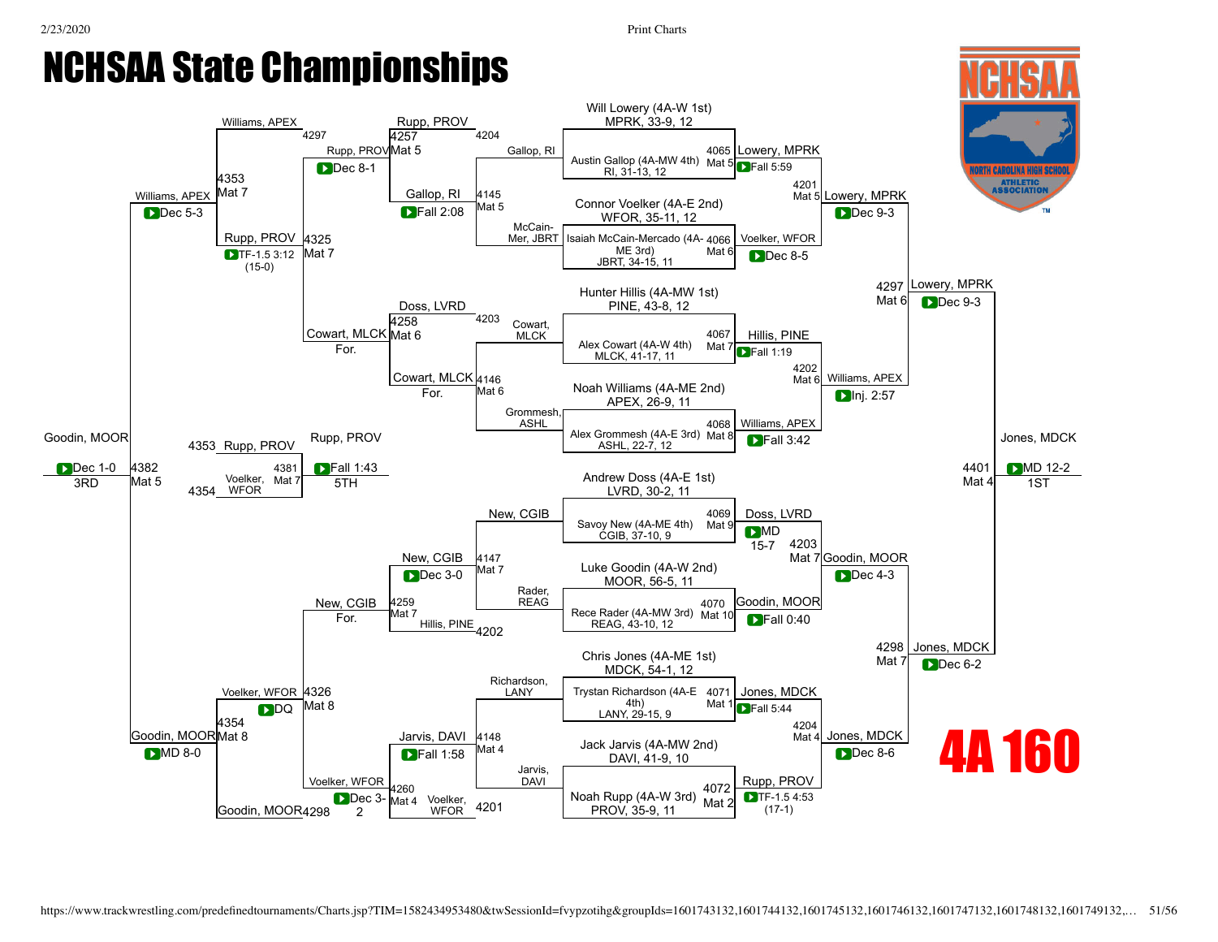# NCHSAA State Championships

## 4A 160

### Championship Bracket

**First Round**

| Bout | Mat | Wrestler 1 | Wrestler 2 | Winner | Result |
|---|---|---|---|---|---|
| 4065 | Mat 5 | Will Lowery (4A-W 1st) MPRK, 33-9, 12 | Austin Gallop (4A-MW 4th) RI, 31-13, 12 | Lowery, MPRK | Fall 5:59 |
| 4066 | Mat 6 | Connor Voelker (4A-E 2nd) WFOR, 35-11, 12 | Isaiah McCain-Mercado (4A-ME 3rd) JBRT, 34-15, 11 | Voelker, WFOR | Dec 8-5 |
| 4067 | Mat 7 | Hunter Hillis (4A-MW 1st) PINE, 43-8, 12 | Alex Cowart (4A-W 4th) MLCK, 41-17, 11 | Hillis, PINE | Fall 1:19 |
| 4068 | Mat 8 | Noah Williams (4A-ME 2nd) APEX, 26-9, 11 | Alex Grommesh (4A-E 3rd) ASHL, 22-7, 12 | Williams, APEX | Fall 3:42 |
| 4069 | Mat 9 | Andrew Doss (4A-E 1st) LVRD, 30-2, 11 | Savoy New (4A-ME 4th) CGIB, 37-10, 9 | Doss, LVRD | MD 15-7 |
| 4070 | Mat 10 | Luke Goodin (4A-W 2nd) MOOR, 56-5, 11 | Rece Rader (4A-MW 3rd) REAG, 43-10, 12 | Goodin, MOOR | Fall 0:40 |
| 4071 | Mat 1 | Chris Jones (4A-ME 1st) MDCK, 54-1, 12 | Trystan Richardson (4A-E 4th) LANY, 29-15, 9 | Jones, MDCK | Fall 5:44 |
| 4072 | Mat 2 | Jack Jarvis (4A-MW 2nd) DAVI, 41-9, 10 | Noah Rupp (4A-W 3rd) PROV, 35-9, 11 | Rupp, PROV | TF-1.5 4:53 (17-1) |

**Quarterfinals**

| Bout | Mat | Winner | Result |
|---|---|---|---|
| 4201 | Mat 5 | Lowery, MPRK | Dec 9-3 |
| 4202 | Mat 6 | Williams, APEX | Inj. 2:57 |
| 4203 | Mat 7 | Goodin, MOOR | Dec 4-3 |
| 4204 | Mat 4 | Jones, MDCK | Dec 8-6 |

**Semifinals**

| Bout | Mat | Winner | Result |
|---|---|---|---|
| 4297 | Mat 6 | Lowery, MPRK | Dec 9-3 |
| 4298 | Mat 7 | Jones, MDCK | Dec 6-2 |

**Final**

| Bout | Mat | Winner | Result |
|---|---|---|---|
| 4401 | Mat 4 | Jones, MDCK | MD 12-2 (1ST) |

### Consolation Bracket

| Bout | Mat | Wrestlers | Winner | Result |
|---|---|---|---|---|
| 4145 | Mat 5 | Gallop, RI vs McCain-Mer, JBRT | Gallop, RI | Fall 2:08 |
| 4146 | Mat 6 | Cowart, MLCK vs Grommesh, ASHL | Cowart, MLCK | For. |
| 4147 | Mat 7 | New, CGIB vs Rader, REAG | New, CGIB | Dec 3-0 |
| 4148 | Mat 4 | Richardson, LANY vs Jarvis, DAVI | Jarvis, DAVI | Fall 1:58 |
| 4257 | Mat 5 | Gallop, RI vs loser 4204 | Rupp, PROV | Dec 8-1 |
| 4258 | Mat 6 | Cowart, MLCK vs loser 4203 | Cowart, MLCK | For. |
| 4259 | Mat 7 | New, CGIB vs Hillis, PINE (loser 4202) | New, CGIB | For. |
| 4260 | Mat 4 | Jarvis, DAVI vs Voelker, WFOR (loser 4201) | Voelker, WFOR | Dec 3-2 |
| 4325 | Mat 7 | Rupp, PROV vs Cowart, MLCK | Rupp, PROV | TF-1.5 3:12 (15-0) |
| 4326 | Mat 8 | New, CGIB vs Voelker, WFOR | Voelker, WFOR | DQ |
| 4353 | Mat 7 | Williams, APEX (loser 4297) vs Rupp, PROV | Williams, APEX | Dec 5-3 |
| 4354 | Mat 8 | Voelker, WFOR vs Goodin, MOOR (loser 4298) | Goodin, MOOR | MD 8-0 |
| 4381 | Mat 7 | Rupp, PROV vs Voelker, WFOR | Rupp, PROV | Fall 1:43 (5TH) |
| 4382 | Mat 5 | Williams, APEX vs Goodin, MOOR | Goodin, MOOR | Dec 1-0 (3RD) |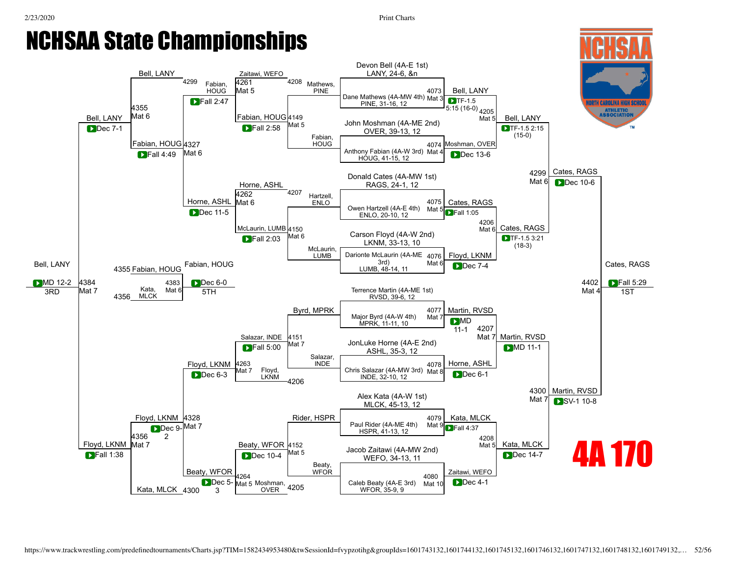# NCHSAA State Championships

## 4A 170

### Championship Bracket

**Quarterfinals**

- Devon Bell (4A-E 1st) LANY, 24-6, &n vs. Dane Mathews (4A-MW 4th) PINE, 31-16, 12 — 4073 Mat 3 — Bell, LANY (TF-1.5 5:15 (16-0))
- John Moshman (4A-ME 2nd) OVER, 39-13, 12 vs. Anthony Fabian (4A-W 3rd) HOUG, 41-15, 12 — 4074 Mat 4 — Moshman, OVER (Dec 13-6)
- Donald Cates (4A-MW 1st) RAGS, 24-1, 12 vs. Owen Hartzell (4A-E 4th) ENLO, 20-10, 12 — 4075 Mat 5 — Cates, RAGS (Fall 1:05)
- Carson Floyd (4A-W 2nd) LKNM, 33-13, 10 vs. Darionte McLaurin (4A-ME 3rd) LUMB, 48-14, 11 — 4076 Mat 6 — Floyd, LKNM (Dec 7-4)
- Terrence Martin (4A-ME 1st) RVSD, 39-6, 12 vs. Major Byrd (4A-W 4th) MPRK, 11-11, 10 — 4077 Mat 7 — Martin, RVSD (MD 11-1)
- JonLuke Horne (4A-E 2nd) ASHL, 35-3, 12 vs. Chris Salazar (4A-MW 3rd) INDE, 32-10, 12 — 4078 Mat 8 — Horne, ASHL (Dec 6-1)
- Alex Kata (4A-W 1st) MLCK, 45-13, 12 vs. Paul Rider (4A-ME 4th) HSPR, 41-13, 12 — 4079 Mat 9 — Kata, MLCK (Fall 4:37)
- Jacob Zaitawi (4A-MW 2nd) WEFO, 34-13, 11 vs. Caleb Beaty (4A-E 3rd) WFOR, 35-9, 9 — 4080 Mat 10 — Zaitawi, WEFO (Dec 4-1)

**Semifinals**

- 4205 Mat 5 — Bell, LANY (TF-1.5 2:15 (15-0))
- 4206 Mat 6 — Cates, RAGS (TF-1.5 3:21 (18-3))
- 4207 Mat 7 — Martin, RVSD (MD 11-1)
- 4208 Mat 5 — Kata, MLCK (Dec 14-7)

**Finals-Qualifying**

- 4299 Mat 6 — Cates, RAGS (Dec 10-6)
- 4300 Mat 7 — Martin, RVSD (SV-1 10-8)

**1st Place**

- 4402 Mat 4 — Cates, RAGS (Fall 5:29) — 1ST

### Consolation Bracket

- 4149 Mat 5 — Mathews, PINE vs. Fabian, HOUG — Fabian, HOUG (Fall 2:58)
- 4150 Mat 6 — Hartzell, ENLO vs. McLaurin, LUMB — McLaurin, LUMB (Fall 2:03)
- 4151 Mat 7 — Byrd, MPRK vs. Salazar, INDE — Salazar, INDE (Fall 5:00)
- 4152 Mat 5 — Rider, HSPR vs. Beaty, WFOR — Beaty, WFOR (Dec 10-4)
- 4261 Mat 5 — Zaitawi, WEFO vs. Fabian, HOUG — Fabian, HOUG (Fall 2:47)
- 4262 Mat 6 — Horne, ASHL vs. McLaurin, LUMB — Horne, ASHL (Dec 11-5)
- 4263 Mat 7 — Salazar, INDE vs. Floyd, LKNM — Floyd, LKNM (Dec 6-3)
- 4264 Mat 5 — Beaty, WFOR vs. Moshman, OVER — Beaty, WFOR (Dec 5-3)
- 4327 Mat 6 — Fabian, HOUG vs. Horne, ASHL — Fabian, HOUG (Fall 4:49)
- 4328 Mat 7 — Floyd, LKNM vs. Beaty, WFOR — Floyd, LKNM (Dec 9-2)
- 4355 Mat 6 — Bell, LANY vs. Fabian, HOUG — Bell, LANY (Dec 7-1)
- 4356 Mat 7 — Floyd, LKNM vs. Kata, MLCK — Floyd, LKNM (Fall 1:38)
- 4383 Mat 6 — Fabian, HOUG vs. Kata, MLCK — Fabian, HOUG (Dec 6-0) — 5TH
- 4384 Mat 7 — Bell, LANY vs. Floyd, LKNM — Bell, LANY (MD 12-2) — 3RD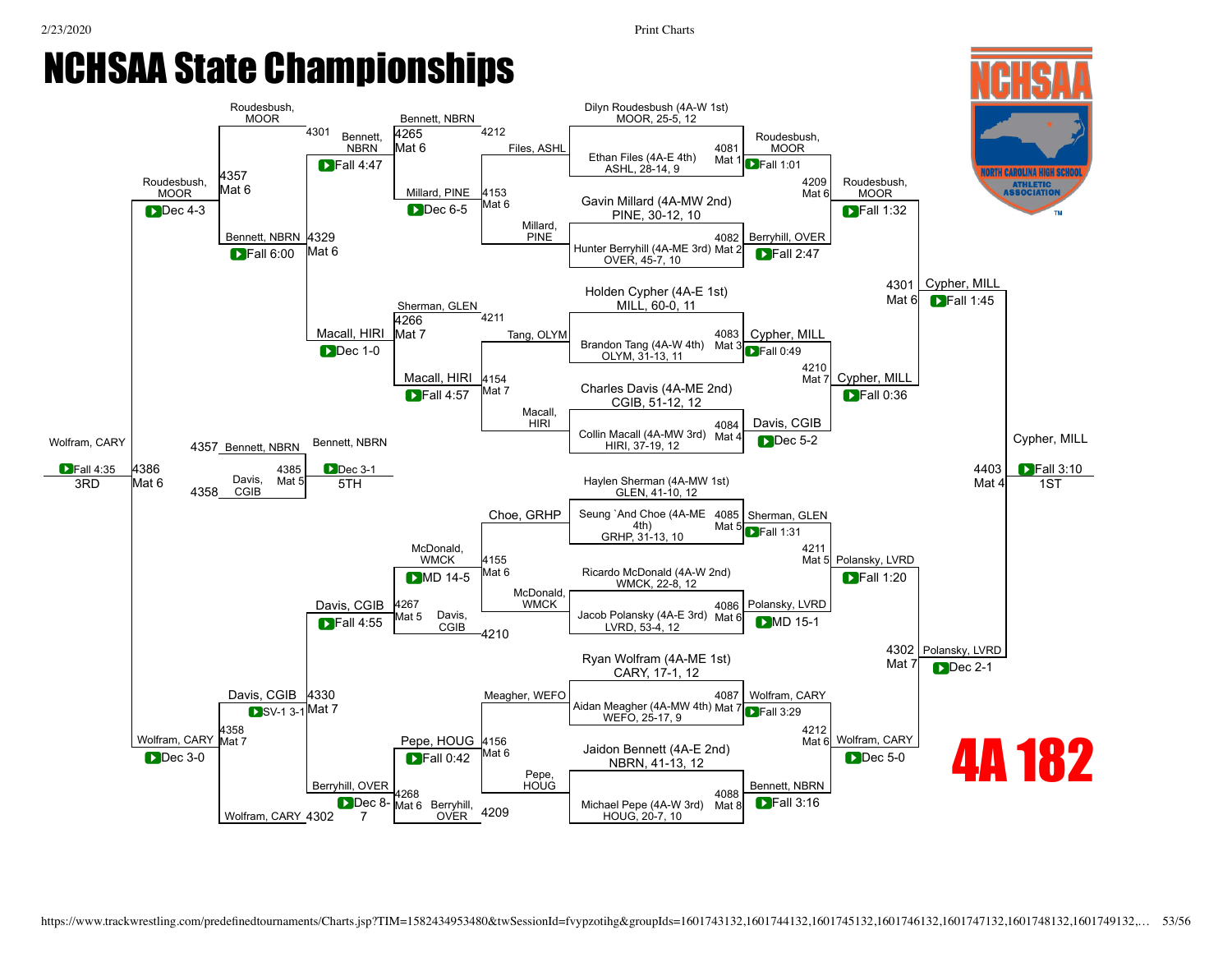# NCHSAA State Championships

## 4A 182

### Championship Bracket – First Round

| Bout | Mat | Wrestler 1 | Wrestler 2 | Winner | Result |
|---|---|---|---|---|---|
| 4081 | Mat 1 | Dilyn Roudesbush (4A-W 1st) MOOR, 25-5, 12 | Ethan Files (4A-E 4th) ASHL, 28-14, 9 | Roudesbush, MOOR | Fall 1:01 |
| 4082 | Mat 2 | Gavin Millard (4A-MW 2nd) PINE, 30-12, 10 | Hunter Berryhill (4A-ME 3rd) OVER, 45-7, 10 | Berryhill, OVER | Fall 2:47 |
| 4083 | Mat 3 | Holden Cypher (4A-E 1st) MILL, 60-0, 11 | Brandon Tang (4A-W 4th) OLYM, 31-13, 11 | Cypher, MILL | Fall 0:49 |
| 4084 | Mat 4 | Charles Davis (4A-ME 2nd) CGIB, 51-12, 12 | Collin Macall (4A-MW 3rd) HIRI, 37-19, 12 | Davis, CGIB | Dec 5-2 |
| 4085 | Mat 5 | Haylen Sherman (4A-MW 1st) GLEN, 41-10, 12 | Seung `And Choe (4A-ME 4th) GRHP, 31-13, 10 | Sherman, GLEN | Fall 1:31 |
| 4086 | Mat 6 | Ricardo McDonald (4A-W 2nd) WMCK, 22-8, 12 | Jacob Polansky (4A-E 3rd) LVRD, 53-4, 12 | Polansky, LVRD | MD 15-1 |
| 4087 | Mat 7 | Ryan Wolfram (4A-ME 1st) CARY, 17-1, 12 | Aidan Meagher (4A-MW 4th) WEFO, 25-17, 9 | Wolfram, CARY | Fall 3:29 |
| 4088 | Mat 8 | Jaidon Bennett (4A-E 2nd) NBRN, 41-13, 12 | Michael Pepe (4A-W 3rd) HOUG, 20-7, 10 | Bennett, NBRN | Fall 3:16 |

### Championship Quarterfinals / Semifinals / Finals

| Bout | Mat | Wrestler 1 | Wrestler 2 | Winner | Result |
|---|---|---|---|---|---|
| 4209 | Mat 6 | Roudesbush, MOOR | Berryhill, OVER | Roudesbush, MOOR | Fall 1:32 |
| 4210 | Mat 7 | Cypher, MILL | Davis, CGIB | Cypher, MILL | Fall 0:36 |
| 4211 | Mat 5 | Sherman, GLEN | Polansky, LVRD | Polansky, LVRD | Fall 1:20 |
| 4212 | Mat 6 | Wolfram, CARY | Bennett, NBRN | Wolfram, CARY | Dec 5-0 |
| 4301 | Mat 6 | Roudesbush, MOOR | Cypher, MILL | Cypher, MILL | Fall 1:45 |
| 4302 | Mat 7 | Polansky, LVRD | Wolfram, CARY | Polansky, LVRD | Dec 2-1 |
| 4403 | Mat 4 | Cypher, MILL | Polansky, LVRD | Cypher, MILL (1ST) | Fall 3:10 |

### Consolation Bracket

| Bout | Mat | Wrestler 1 | Wrestler 2 | Winner | Result |
|---|---|---|---|---|---|
| 4153 | Mat 6 | Files, ASHL | Millard, PINE | Millard, PINE | Dec 6-5 |
| 4154 | Mat 7 | Tang, OLYM | Macall, HIRI | Macall, HIRI | Fall 4:57 |
| 4155 | Mat 6 | Choe, GRHP | McDonald, WMCK | McDonald, WMCK | MD 14-5 |
| 4156 | Mat 6 | Meagher, WEFO | Pepe, HOUG | Pepe, HOUG | Fall 0:42 |
| 4265 | Mat 6 | Bennett, NBRN (4212) | Millard, PINE | Bennett, NBRN | Fall 4:47 |
| 4266 | Mat 7 | Sherman, GLEN (4211) | Macall, HIRI | Macall, HIRI | Dec 1-0 |
| 4267 | Mat 5 | McDonald, WMCK | Davis, CGIB (4210) | Davis, CGIB | Fall 4:55 |
| 4268 | Mat 6 | Pepe, HOUG | Berryhill, OVER (4209) | Berryhill, OVER | Dec 8-7 |
| 4329 | Mat 6 | Bennett, NBRN | Macall, HIRI | Bennett, NBRN | Fall 6:00 |
| 4330 | Mat 7 | Davis, CGIB | Berryhill, OVER | Davis, CGIB | SV-1 3-1 |
| 4357 | Mat 6 | Roudesbush, MOOR (4301) | Bennett, NBRN | Roudesbush, MOOR | Dec 4-3 |
| 4358 | Mat 7 | Davis, CGIB | Wolfram, CARY (4302) | Wolfram, CARY | Dec 3-0 |
| 4386 | Mat 6 | Roudesbush, MOOR | Wolfram, CARY | Wolfram, CARY (3RD) | Fall 4:35 |
| 4385 | Mat 5 | Bennett, NBRN (4357) | Davis, CGIB (4358) | Bennett, NBRN (5TH) | Dec 3-1 |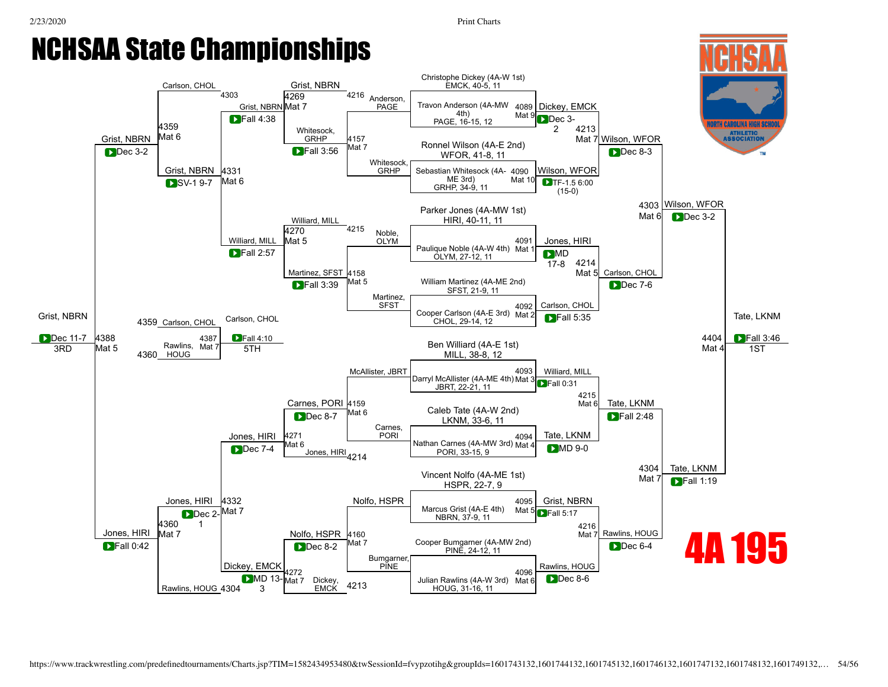# NCHSAA State Championships

## 4A 195

### Championship Bracket

**First Round**

| Bout | Mat | Wrestler 1 | Wrestler 2 | Winner | Result |
|---|---|---|---|---|---|
| 4089 | Mat 9 | Christophe Dickey (4A-W 1st) EMCK, 40-5, 11 | Travon Anderson (4A-MW 4th) PAGE, 16-15, 12 | Dickey, EMCK | Dec 3-2 |
| 4090 | Mat 10 | Ronnel Wilson (4A-E 2nd) WFOR, 41-8, 11 | Sebastian Whitesock (4A-ME 3rd) GRHP, 34-9, 11 | Wilson, WFOR | TF-1.5 6:00 (15-0) |
| 4091 | Mat 1 | Parker Jones (4A-MW 1st) HIRI, 40-11, 11 | Paulique Noble (4A-W 4th) OLYM, 27-12, 11 | Jones, HIRI | MD 17-8 |
| 4092 | Mat 2 | William Martinez (4A-ME 2nd) SFST, 21-9, 11 | Cooper Carlson (4A-E 3rd) CHOL, 29-14, 12 | Carlson, CHOL | Fall 5:35 |
| 4093 | Mat 3 | Ben Williard (4A-E 1st) MILL, 38-8, 12 | Darryl McAllister (4A-ME 4th) JBRT, 22-21, 11 | Williard, MILL | Fall 0:31 |
| 4094 | Mat 4 | Caleb Tate (4A-W 2nd) LKNM, 33-6, 11 | Nathan Carnes (4A-MW 3rd) PORI, 33-15, 9 | Tate, LKNM | MD 9-0 |
| 4095 | Mat 5 | Vincent Nolfo (4A-ME 1st) HSPR, 22-7, 9 | Marcus Grist (4A-E 4th) NBRN, 37-9, 11 | Grist, NBRN | Fall 5:17 |
| 4096 | Mat 6 | Cooper Bumgarner (4A-MW 2nd) PINE, 24-12, 11 | Julian Rawlins (4A-W 3rd) HOUG, 31-16, 11 | Rawlins, HOUG | Dec 8-6 |

**Quarterfinals**

| Bout | Mat | Wrestler 1 | Wrestler 2 | Winner | Result |
|---|---|---|---|---|---|
| 4213 | Mat 7 | Dickey, EMCK | Wilson, WFOR | Wilson, WFOR | Dec 8-3 |
| 4214 | Mat 5 | Jones, HIRI | Carlson, CHOL | Carlson, CHOL | Dec 7-6 |
| 4215 | Mat 6 | Williard, MILL | Tate, LKNM | Tate, LKNM | Fall 2:48 |
| 4216 | Mat 7 | Grist, NBRN | Rawlins, HOUG | Rawlins, HOUG | Dec 6-4 |

**Semifinals**

| Bout | Mat | Wrestler 1 | Wrestler 2 | Winner | Result |
|---|---|---|---|---|---|
| 4303 | Mat 6 | Wilson, WFOR | Carlson, CHOL | Wilson, WFOR | Dec 3-2 |
| 4304 | Mat 7 | Tate, LKNM | Rawlins, HOUG | Tate, LKNM | Fall 1:19 |

**Final (1st Place)**

| Bout | Mat | Wrestler 1 | Wrestler 2 | Winner | Result |
|---|---|---|---|---|---|
| 4404 | Mat 4 | Wilson, WFOR | Tate, LKNM | Tate, LKNM | Fall 3:46 |

**1ST: Tate, LKNM**

### Consolation Bracket

**Consolation Round 1**

| Bout | Mat | Wrestler 1 | Wrestler 2 | Winner | Result |
|---|---|---|---|---|---|
| 4157 | Mat 7 | Anderson, PAGE | Whitesock, GRHP | Whitesock, GRHP | Fall 3:56 |
| 4158 | Mat 5 | Noble, OLYM | Martinez, SFST | Martinez, SFST | Fall 3:39 |
| 4159 | Mat 6 | McAllister, JBRT | Carnes, PORI | Carnes, PORI | Dec 8-7 |
| 4160 | Mat 7 | Nolfo, HSPR | Bumgarner, PINE | Nolfo, HSPR | Dec 8-2 |

**Consolation Round 2**

| Bout | Mat | Wrestler 1 | Wrestler 2 | Winner | Result |
|---|---|---|---|---|---|
| 4269 | Mat 7 | Grist, NBRN (L 4216) | Whitesock, GRHP | Grist, NBRN | Fall 4:38 |
| 4270 | Mat 5 | Williard, MILL (L 4215) | Martinez, SFST | Williard, MILL | Fall 2:57 |
| 4271 | Mat 6 | Carnes, PORI | Jones, HIRI (L 4214) | Jones, HIRI | Dec 7-4 |
| 4272 | Mat 7 | Nolfo, HSPR | Dickey, EMCK (L 4213) | Dickey, EMCK | MD 13-3 |

**Consolation Quarterfinals**

| Bout | Mat | Wrestler 1 | Wrestler 2 | Winner | Result |
|---|---|---|---|---|---|
| 4331 | Mat 6 | Grist, NBRN | Williard, MILL | Grist, NBRN | SV-1 9-7 |
| 4332 | Mat 7 | Jones, HIRI | Dickey, EMCK | Jones, HIRI | Dec 2-1 |

**Consolation Semifinals**

| Bout | Mat | Wrestler 1 | Wrestler 2 | Winner | Result |
|---|---|---|---|---|---|
| 4359 | Mat 6 | Carlson, CHOL (L 4303) | Grist, NBRN | Grist, NBRN | Dec 3-2 |
| 4360 | Mat 7 | Jones, HIRI | Rawlins, HOUG (L 4304) | Jones, HIRI | Fall 0:42 |

**3rd Place**

| Bout | Mat | Wrestler 1 | Wrestler 2 | Winner | Result |
|---|---|---|---|---|---|
| 4388 | Mat 5 | Grist, NBRN | Jones, HIRI | Grist, NBRN | Dec 11-7 |

**3RD: Grist, NBRN**

**5th Place**

| Bout | Mat | Wrestler 1 | Wrestler 2 | Winner | Result |
|---|---|---|---|---|---|
| 4387 | Mat 7 | Carlson, CHOL (L 4359) | Rawlins, HOUG (L 4360) | Carlson, CHOL | Fall 4:10 |

**5TH: Carlson, CHOL**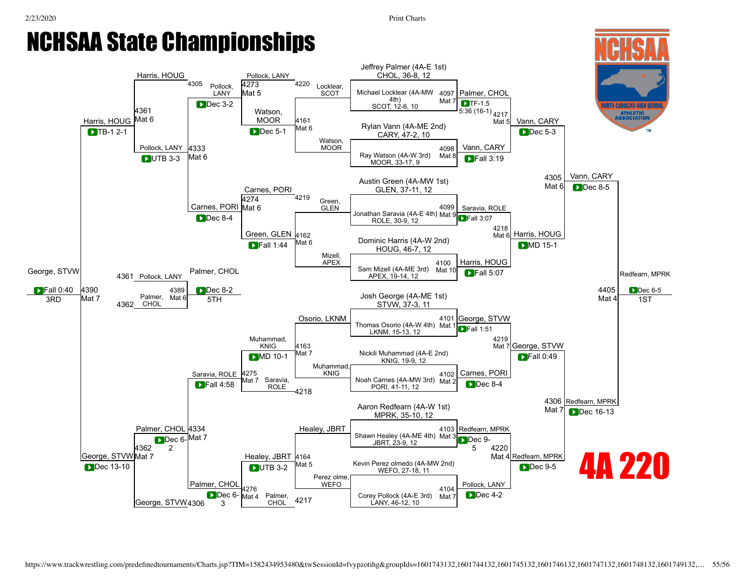# NCHSAA State Championships

## 4A 220

### Championship Bracket — First Round

| Bout | Mat | Wrestler 1 | Wrestler 2 | Winner | Result |
|---|---|---|---|---|---|
| 4097 | Mat 7 | Jeffrey Palmer (4A-E 1st) CHOL, 36-8, 12 | Michael Locklear (4A-MW 4th) SCOT, 12-6, 10 | Palmer, CHOL | TF-1.5 5:36 (16-1) |
| 4098 | Mat 8 | Rylan Vann (4A-ME 2nd) CARY, 47-2, 10 | Ray Watson (4A-W 3rd) MOOR, 33-17, 9 | Vann, CARY | Fall 3:19 |
| 4099 | Mat 9 | Austin Green (4A-MW 1st) GLEN, 37-11, 12 | Jonathan Saravia (4A-E 4th) ROLE, 30-9, 12 | Saravia, ROLE | Fall 3:07 |
| 4100 | Mat 10 | Dominic Harris (4A-W 2nd) HOUG, 46-7, 12 | Sam Mizell (4A-ME 3rd) APEX, 19-14, 12 | Harris, HOUG | Fall 5:07 |
| 4101 | Mat 1 | Josh George (4A-ME 1st) STVW, 37-3, 11 | Thomas Osorio (4A-W 4th) LKNM, 15-13, 12 | George, STVW | Fall 1:51 |
| 4102 | Mat 2 | Nickili Muhammad (4A-E 2nd) KNIG, 19-9, 12 | Noah Carnes (4A-MW 3rd) PORI, 41-11, 12 | Carnes, PORI | Dec 8-4 |
| 4103 | Mat 3 | Aaron Redfearn (4A-W 1st) MPRK, 35-10, 12 | Shawn Healey (4A-ME 4th) JBRT, 23-9, 12 | Redfearn, MPRK | Dec 9-5 |
| 4104 | Mat 7 | Kevin Perez olmedo (4A-MW 2nd) WEFO, 27-18, 11 | Corey Pollock (4A-E 3rd) LANY, 46-12, 10 | Pollock, LANY | Dec 4-2 |

### Championship Quarterfinals

| Bout | Mat | Wrestler 1 | Wrestler 2 | Winner | Result |
|---|---|---|---|---|---|
| 4217 | Mat 5 | Palmer, CHOL | Vann, CARY | Vann, CARY | Dec 5-3 |
| 4218 | Mat 6 | Saravia, ROLE | Harris, HOUG | Harris, HOUG | MD 15-1 |
| 4219 | Mat 7 | George, STVW | Carnes, PORI | George, STVW | Fall 0:49 |
| 4220 | Mat 4 | Redfearn, MPRK | Pollock, LANY | Redfearn, MPRK | Dec 9-5 |

### Championship Semifinals

| Bout | Mat | Wrestler 1 | Wrestler 2 | Winner | Result |
|---|---|---|---|---|---|
| 4305 | Mat 6 | Vann, CARY | Harris, HOUG | Vann, CARY | Dec 8-5 |
| 4306 | Mat 7 | George, STVW | Redfearn, MPRK | Redfearn, MPRK | Dec 16-13 |

### Championship Final (1st)

| Bout | Mat | Wrestler 1 | Wrestler 2 | Winner | Result |
|---|---|---|---|---|---|
| 4405 | Mat 4 | Vann, CARY | Redfearn, MPRK | Redfearn, MPRK | Dec 6-5 |

### Consolation Bracket

| Bout | Mat | Wrestler 1 | Wrestler 2 | Winner | Result |
|---|---|---|---|---|---|
| 4161 | Mat 6 | Locklear, SCOT | Watson, MOOR | Watson, MOOR | Dec 5-1 |
| 4162 | Mat 6 | Green, GLEN | Mizell, APEX | Green, GLEN | Fall 1:44 |
| 4163 | Mat 7 | Osorio, LKNM | Muhammad, KNIG | Muhammad, KNIG | MD 10-1 |
| 4164 | Mat 5 | Healey, JBRT | Perez olme, WEFO | Healey, JBRT | UTB 3-2 |
| 4273 | Mat 5 | Pollock, LANY | Watson, MOOR | Pollock, LANY | Dec 3-2 |
| 4274 | Mat 6 | Carnes, PORI | Green, GLEN | Carnes, PORI | Dec 8-4 |
| 4275 | Mat 7 | Muhammad, KNIG | Saravia, ROLE | Saravia, ROLE | Fall 4:58 |
| 4276 | Mat 4 | Healey, JBRT | Palmer, CHOL | Palmer, CHOL | Dec 6-3 |
| 4333 | Mat 6 | Pollock, LANY | Carnes, PORI | Pollock, LANY | UTB 3-3 |
| 4334 | Mat 7 | Saravia, ROLE | Palmer, CHOL | Palmer, CHOL | Dec 6-2 |
| 4361 | Mat 6 | Harris, HOUG | Pollock, LANY | Harris, HOUG | TB-1 2-1 |
| 4362 | Mat 7 | Palmer, CHOL | George, STVW | George, STVW | Dec 13-10 |

### Placement Matches

| Bout | Mat | Wrestler 1 | Wrestler 2 | Winner | Result | Place |
|---|---|---|---|---|---|---|
| 4390 | Mat 7 | Harris, HOUG | George, STVW | George, STVW | Fall 0:40 | 3RD |
| 4389 | Mat 6 | Pollock, LANY | Palmer, CHOL | Palmer, CHOL | Dec 8-2 | 5TH |
| 4405 | Mat 4 | Vann, CARY | Redfearn, MPRK | Redfearn, MPRK | Dec 6-5 | 1ST |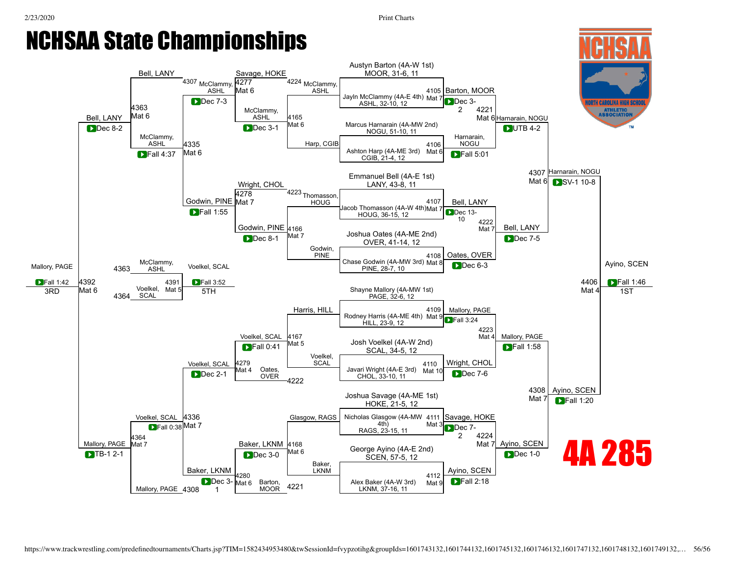# NCHSAA State Championships

## 4A 285

**Championship bracket**

Austyn Barton (4A-W 1st)
MOOR, 31-6, 11

Jayln McClammy (4A-E 4th)
ASHL, 32-10, 12

4105 Mat 7 — Barton, MOOR — Dec 3-2

Marcus Harnarain (4A-MW 2nd)
NOGU, 51-10, 11

Ashton Harp (4A-ME 3rd)
CGIB, 21-4, 12

4106 Mat 6 — Harnarain, NOGU — Fall 5:01

4221 Mat 6 — Harnarain, NOGU — UTB 4-2

Emmanuel Bell (4A-E 1st)
LANY, 43-8, 11

Jacob Thomasson (4A-W 4th)
HOUG, 36-15, 12

4107 Mat 7 — Bell, LANY — Dec 13-10

Joshua Oates (4A-ME 2nd)
OVER, 41-14, 12

Chase Godwin (4A-MW 3rd)
PINE, 28-7, 10

4108 Mat 8 — Oates, OVER — Dec 6-3

4222 Mat 7 — Bell, LANY — Dec 7-5

4307 Mat 6 — Harnarain, NOGU — SV-1 10-8

Shayne Mallory (4A-MW 1st)
PAGE, 32-6, 12

Rodney Harris (4A-ME 4th)
HILL, 23-9, 12

4109 Mat 9 — Mallory, PAGE — Fall 3:24

Josh Voelkel (4A-W 2nd)
SCAL, 34-5, 12

Javari Wright (4A-E 3rd)
CHOL, 33-10, 11

4110 Mat 10 — Wright, CHOL — Dec 7-6

4223 Mat 4 — Mallory, PAGE — Fall 1:58

Joshua Savage (4A-ME 1st)
HOKE, 21-5, 12

Nicholas Glasgow (4A-MW 4th)
RAGS, 23-15, 11

4111 Mat 3 — Savage, HOKE — Dec 7-2

George Ayino (4A-E 2nd)
SCEN, 57-5, 12

Alex Baker (4A-W 3rd)
LKNM, 37-16, 11

4112 Mat 9 — Ayino, SCEN — Fall 2:18

4224 Mat 7 — Ayino, SCEN — Dec 1-0

4308 Mat 7 — Ayino, SCEN — Fall 1:20

4406 Mat 4 — Ayino, SCEN — Fall 1:46 — 1ST

**Consolation bracket**

4165 Mat 6 — McClammy, ASHL vs Harp, CGIB — McClammy, ASHL — Dec 3-1

4166 Mat 7 — Thomasson, HOUG vs Godwin, PINE — Godwin, PINE — Dec 8-1

4167 Mat 5 — Harris, HILL vs Voelkel, SCAL — Voelkel, SCAL — Fall 0:41

4168 Mat 6 — Glasgow, RAGS vs Baker, LKNM — Baker, LKNM — Dec 3-0

4277 Mat 6 — Savage, HOKE (4224) vs McClammy, ASHL — McClammy, ASHL — Dec 7-3

4278 Mat 7 — Wright, CHOL (4223) vs Godwin, PINE — Godwin, PINE — Fall 1:55

4279 Mat 4 — Voelkel, SCAL vs Oates, OVER (4222) — Voelkel, SCAL — Dec 2-1

4280 Mat 6 — Baker, LKNM vs Barton, MOOR (4221) — Baker, LKNM — Dec 3-1

4335 Mat 6 — McClammy, ASHL vs Godwin, PINE — McClammy, ASHL — Fall 4:37

4336 Mat 7 — Voelkel, SCAL vs Baker, LKNM — Voelkel, SCAL — Fall 0:38

4363 Mat 6 — Bell, LANY (4307) vs McClammy, ASHL — Bell, LANY — Dec 8-2

4364 Mat 7 — Voelkel, SCAL vs Mallory, PAGE (4308) — Mallory, PAGE — TB-1 2-1

4391 Mat 5 — McClammy, ASHL (4363) vs Voelkel, SCAL (4364) — Voelkel, SCAL — Fall 3:52 — 5TH

4392 Mat 6 — Bell, LANY vs Mallory, PAGE — Mallory, PAGE — Fall 1:42 — 3RD